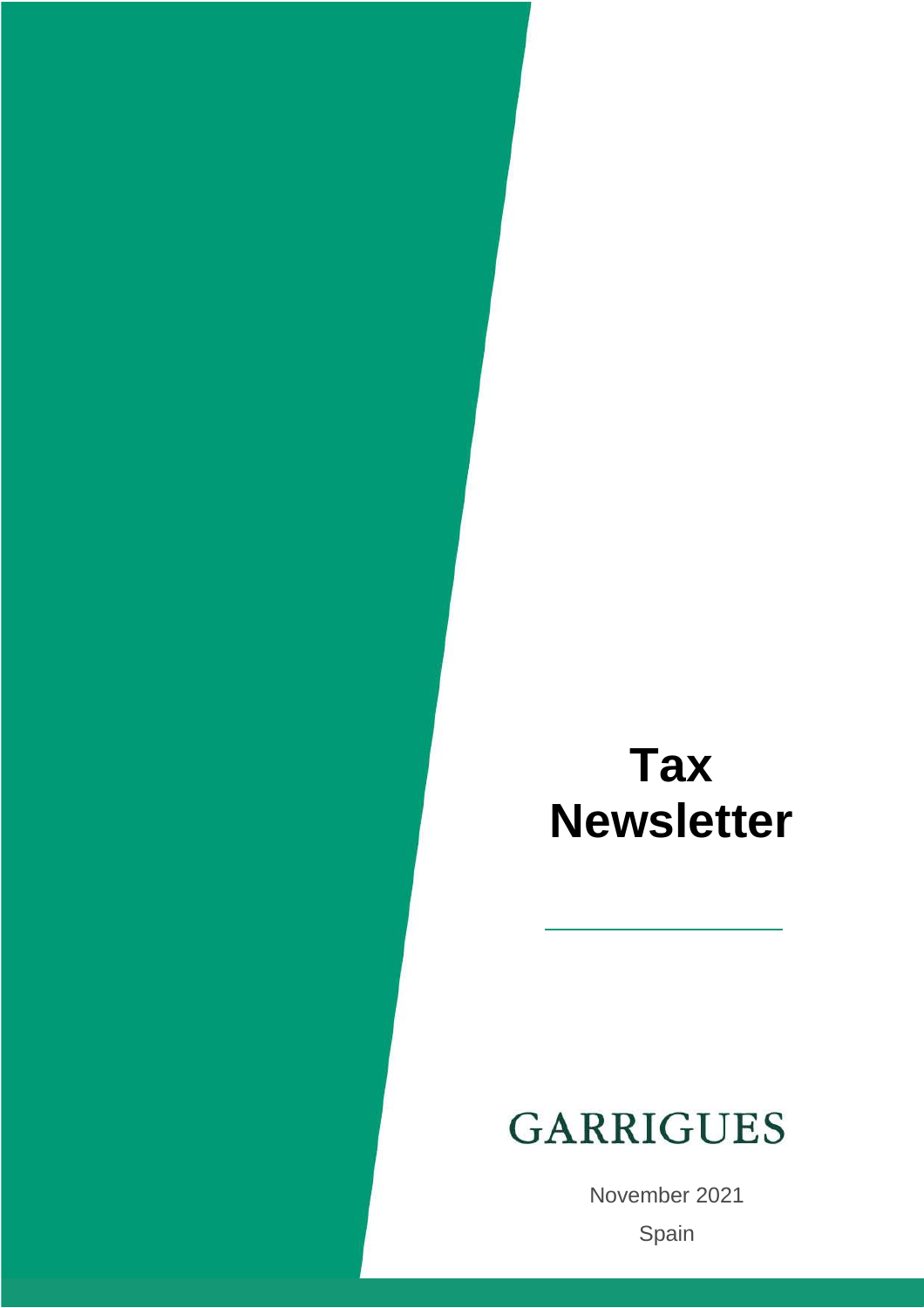# Tax Newsletter

GARRIGUES

November 2021

Spain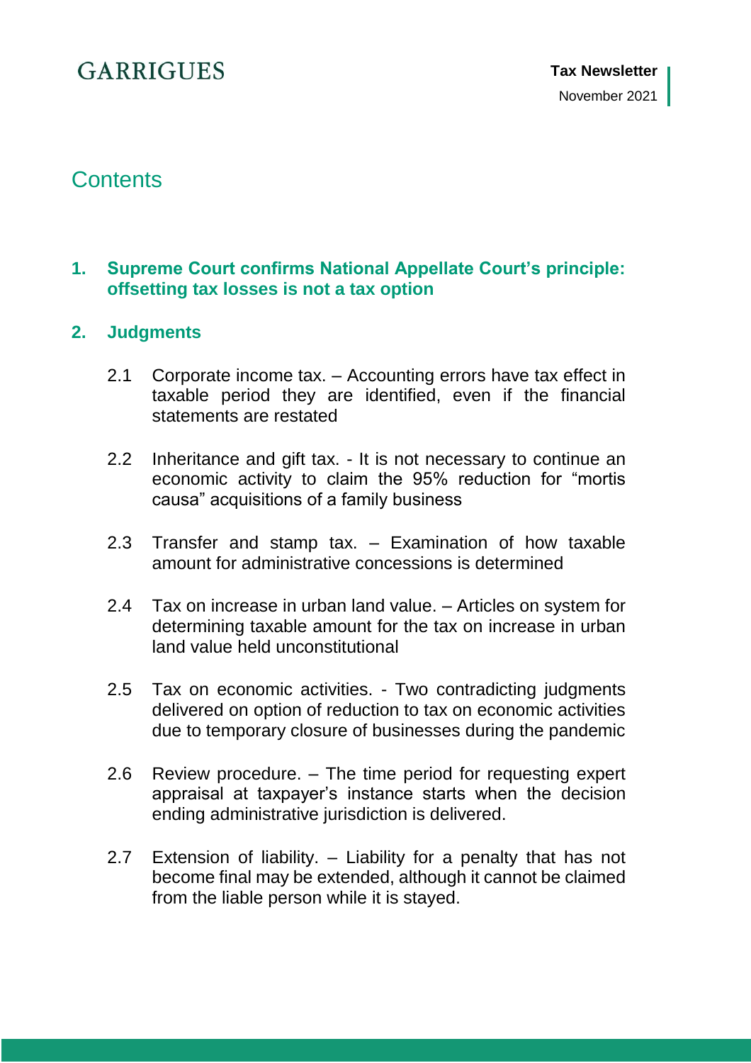# Contents

1. **Supreme Court confirms National Appellate Court's principle: offsetting tax losses is not a tax option**

2. **Judgments**

   2.1 Corporate income tax. – Accounting errors have tax effect in taxable period they are identified, even if the financial statements are restated

   2.2 Inheritance and gift tax. - It is not necessary to continue an economic activity to claim the 95% reduction for "mortis causa" acquisitions of a family business

   2.3 Transfer and stamp tax. – Examination of how taxable amount for administrative concessions is determined

   2.4 Tax on increase in urban land value. – Articles on system for determining taxable amount for the tax on increase in urban land value held unconstitutional

   2.5 Tax on economic activities. - Two contradicting judgments delivered on option of reduction to tax on economic activities due to temporary closure of businesses during the pandemic

   2.6 Review procedure. – The time period for requesting expert appraisal at taxpayer's instance starts when the decision ending administrative jurisdiction is delivered.

   2.7 Extension of liability. – Liability for a penalty that has not become final may be extended, although it cannot be claimed from the liable person while it is stayed.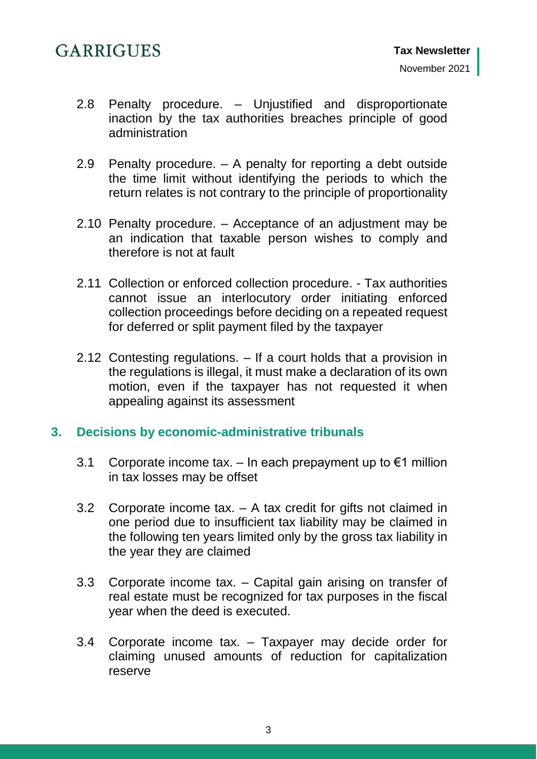2.8 Penalty procedure. – Unjustified and disproportionate inaction by the tax authorities breaches principle of good administration

2.9 Penalty procedure. – A penalty for reporting a debt outside the time limit without identifying the periods to which the return relates is not contrary to the principle of proportionality

2.10 Penalty procedure. – Acceptance of an adjustment may be an indication that taxable person wishes to comply and therefore is not at fault

2.11 Collection or enforced collection procedure. - Tax authorities cannot issue an interlocutory order initiating enforced collection proceedings before deciding on a repeated request for deferred or split payment filed by the taxpayer

2.12 Contesting regulations. – If a court holds that a provision in the regulations is illegal, it must make a declaration of its own motion, even if the taxpayer has not requested it when appealing against its assessment

## 3. Decisions by economic-administrative tribunals

3.1 Corporate income tax. – In each prepayment up to €1 million in tax losses may be offset

3.2 Corporate income tax. – A tax credit for gifts not claimed in one period due to insufficient tax liability may be claimed in the following ten years limited only by the gross tax liability in the year they are claimed

3.3 Corporate income tax. – Capital gain arising on transfer of real estate must be recognized for tax purposes in the fiscal year when the deed is executed.

3.4 Corporate income tax. – Taxpayer may decide order for claiming unused amounts of reduction for capitalization reserve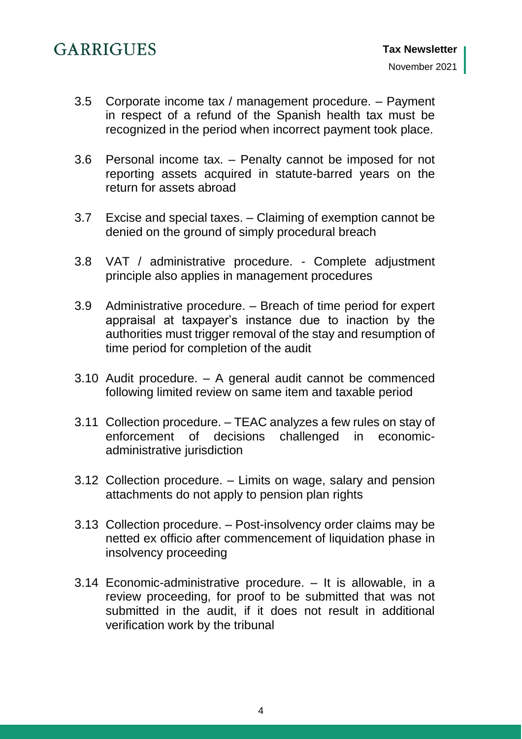3.5 Corporate income tax / management procedure. – Payment in respect of a refund of the Spanish health tax must be recognized in the period when incorrect payment took place.

3.6 Personal income tax. – Penalty cannot be imposed for not reporting assets acquired in statute-barred years on the return for assets abroad

3.7 Excise and special taxes. – Claiming of exemption cannot be denied on the ground of simply procedural breach

3.8 VAT / administrative procedure. - Complete adjustment principle also applies in management procedures

3.9 Administrative procedure. – Breach of time period for expert appraisal at taxpayer's instance due to inaction by the authorities must trigger removal of the stay and resumption of time period for completion of the audit

3.10 Audit procedure. – A general audit cannot be commenced following limited review on same item and taxable period

3.11 Collection procedure. – TEAC analyzes a few rules on stay of enforcement of decisions challenged in economic-administrative jurisdiction

3.12 Collection procedure. – Limits on wage, salary and pension attachments do not apply to pension plan rights

3.13 Collection procedure. – Post-insolvency order claims may be netted ex officio after commencement of liquidation phase in insolvency proceeding

3.14 Economic-administrative procedure. – It is allowable, in a review proceeding, for proof to be submitted that was not submitted in the audit, if it does not result in additional verification work by the tribunal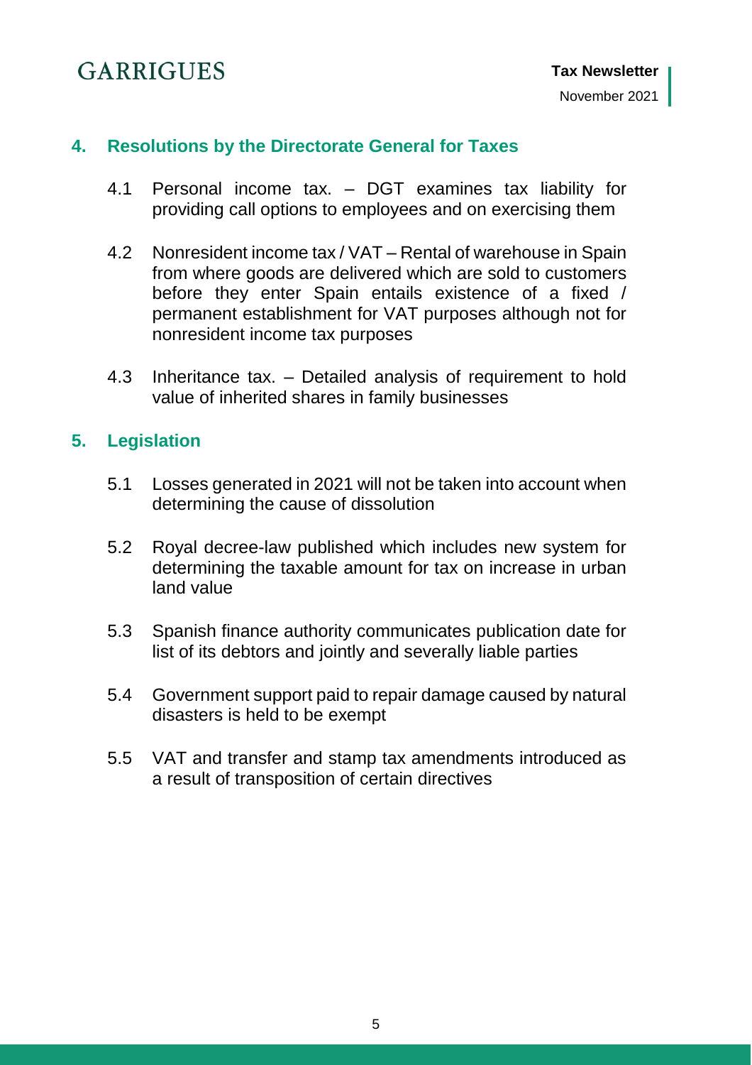## 4. Resolutions by the Directorate General for Taxes

4.1 Personal income tax. – DGT examines tax liability for providing call options to employees and on exercising them

4.2 Nonresident income tax / VAT – Rental of warehouse in Spain from where goods are delivered which are sold to customers before they enter Spain entails existence of a fixed / permanent establishment for VAT purposes although not for nonresident income tax purposes

4.3 Inheritance tax. – Detailed analysis of requirement to hold value of inherited shares in family businesses

## 5. Legislation

5.1 Losses generated in 2021 will not be taken into account when determining the cause of dissolution

5.2 Royal decree-law published which includes new system for determining the taxable amount for tax on increase in urban land value

5.3 Spanish finance authority communicates publication date for list of its debtors and jointly and severally liable parties

5.4 Government support paid to repair damage caused by natural disasters is held to be exempt

5.5 VAT and transfer and stamp tax amendments introduced as a result of transposition of certain directives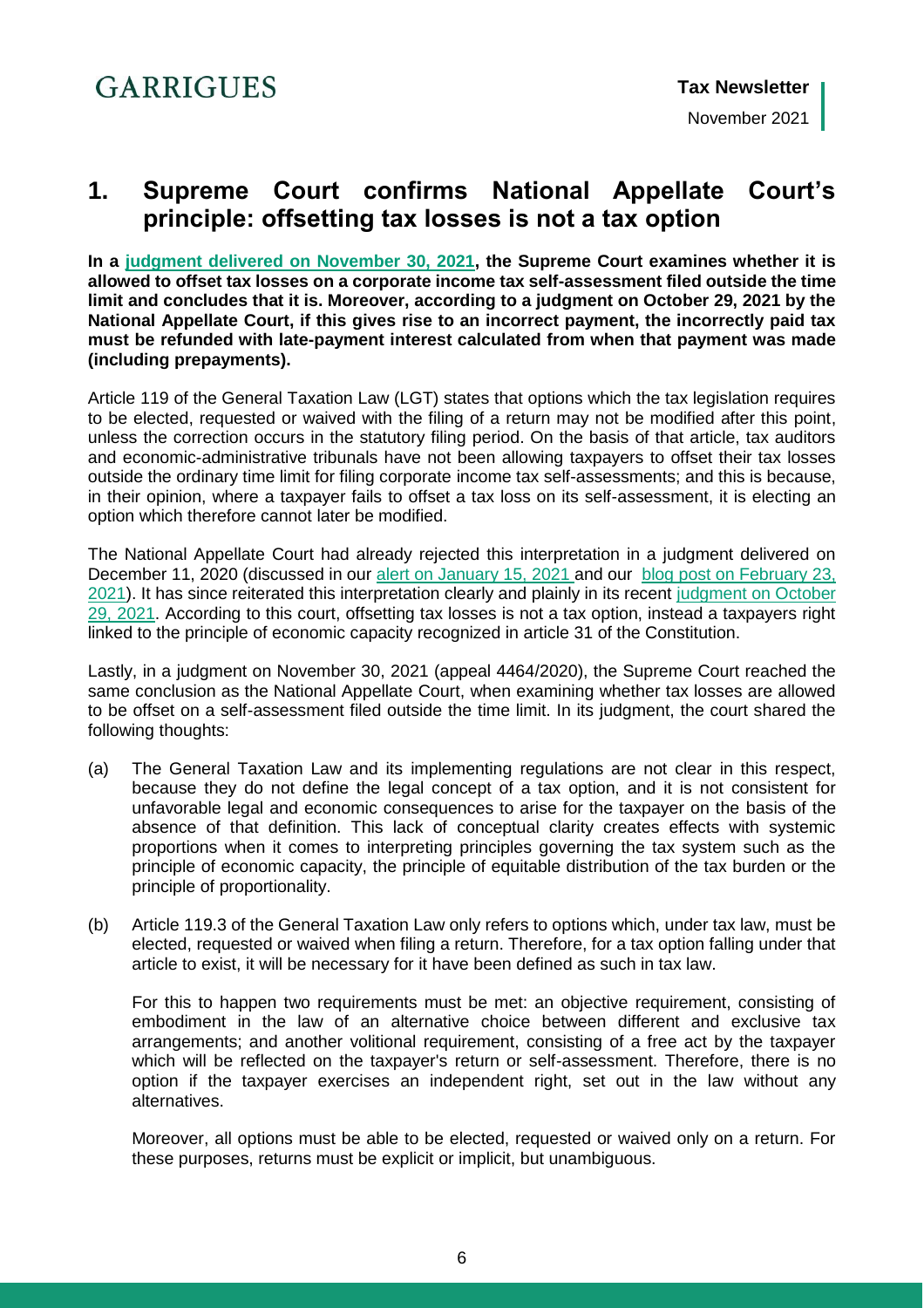## 1. Supreme Court confirms National Appellate Court's principle: offsetting tax losses is not a tax option

**In a judgment delivered on November 30, 2021, the Supreme Court examines whether it is allowed to offset tax losses on a corporate income tax self-assessment filed outside the time limit and concludes that it is. Moreover, according to a judgment on October 29, 2021 by the National Appellate Court, if this gives rise to an incorrect payment, the incorrectly paid tax must be refunded with late-payment interest calculated from when that payment was made (including prepayments).**

Article 119 of the General Taxation Law (LGT) states that options which the tax legislation requires to be elected, requested or waived with the filing of a return may not be modified after this point, unless the correction occurs in the statutory filing period. On the basis of that article, tax auditors and economic-administrative tribunals have not been allowing taxpayers to offset their tax losses outside the ordinary time limit for filing corporate income tax self-assessments; and this is because, in their opinion, where a taxpayer fails to offset a tax loss on its self-assessment, it is electing an option which therefore cannot later be modified.

The National Appellate Court had already rejected this interpretation in a judgment delivered on December 11, 2020 (discussed in our alert on January 15, 2021 and our blog post on February 23, 2021). It has since reiterated this interpretation clearly and plainly in its recent judgment on October 29, 2021. According to this court, offsetting tax losses is not a tax option, instead a taxpayers right linked to the principle of economic capacity recognized in article 31 of the Constitution.

Lastly, in a judgment on November 30, 2021 (appeal 4464/2020), the Supreme Court reached the same conclusion as the National Appellate Court, when examining whether tax losses are allowed to be offset on a self-assessment filed outside the time limit. In its judgment, the court shared the following thoughts:

(a) The General Taxation Law and its implementing regulations are not clear in this respect, because they do not define the legal concept of a tax option, and it is not consistent for unfavorable legal and economic consequences to arise for the taxpayer on the basis of the absence of that definition. This lack of conceptual clarity creates effects with systemic proportions when it comes to interpreting principles governing the tax system such as the principle of economic capacity, the principle of equitable distribution of the tax burden or the principle of proportionality.

(b) Article 119.3 of the General Taxation Law only refers to options which, under tax law, must be elected, requested or waived when filing a return. Therefore, for a tax option falling under that article to exist, it will be necessary for it have been defined as such in tax law.

For this to happen two requirements must be met: an objective requirement, consisting of embodiment in the law of an alternative choice between different and exclusive tax arrangements; and another volitional requirement, consisting of a free act by the taxpayer which will be reflected on the taxpayer's return or self-assessment. Therefore, there is no option if the taxpayer exercises an independent right, set out in the law without any alternatives.

Moreover, all options must be able to be elected, requested or waived only on a return. For these purposes, returns must be explicit or implicit, but unambiguous.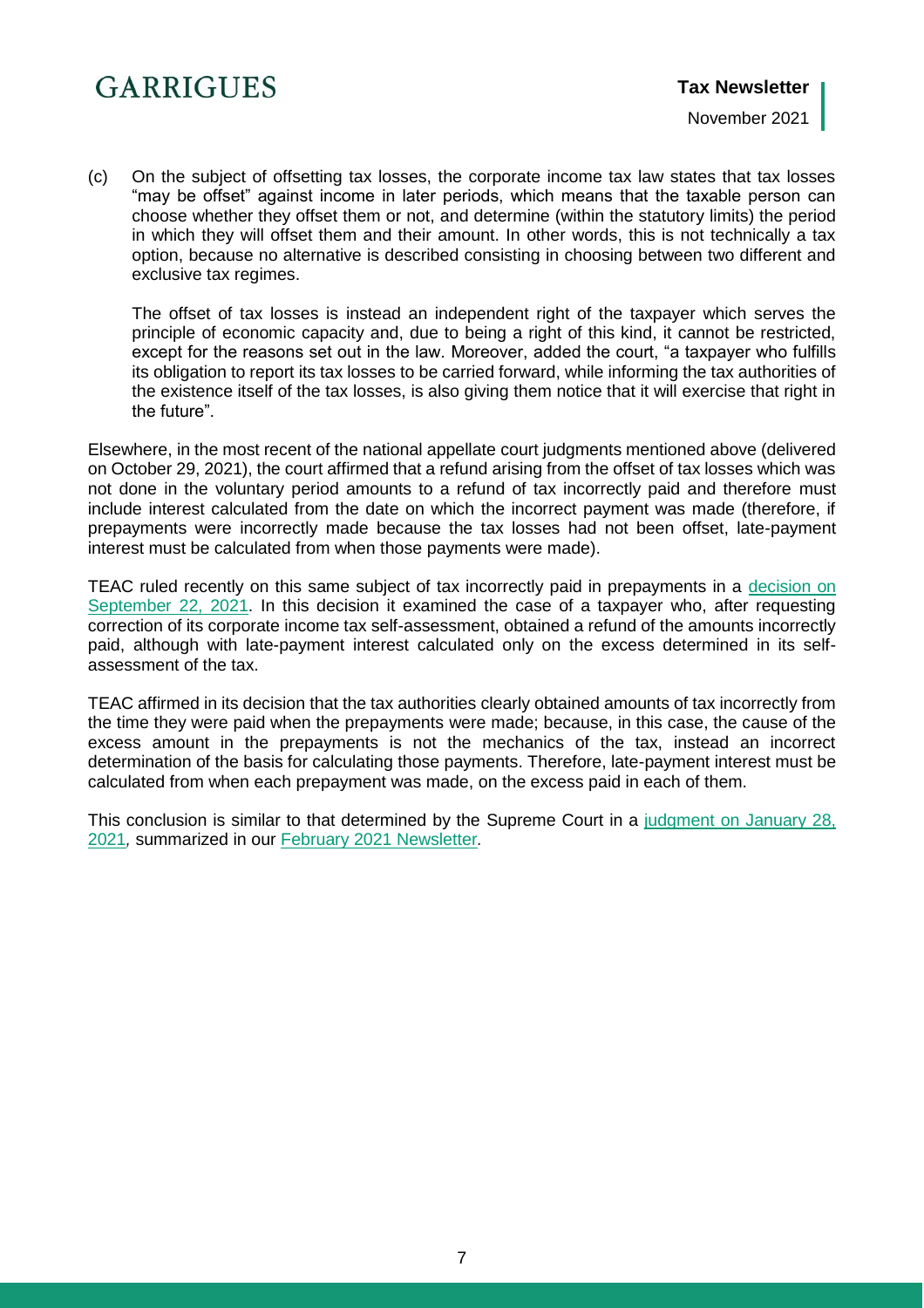(c) On the subject of offsetting tax losses, the corporate income tax law states that tax losses "may be offset" against income in later periods, which means that the taxable person can choose whether they offset them or not, and determine (within the statutory limits) the period in which they will offset them and their amount. In other words, this is not technically a tax option, because no alternative is described consisting in choosing between two different and exclusive tax regimes.

The offset of tax losses is instead an independent right of the taxpayer which serves the principle of economic capacity and, due to being a right of this kind, it cannot be restricted, except for the reasons set out in the law. Moreover, added the court, "a taxpayer who fulfills its obligation to report its tax losses to be carried forward, while informing the tax authorities of the existence itself of the tax losses, is also giving them notice that it will exercise that right in the future".

Elsewhere, in the most recent of the national appellate court judgments mentioned above (delivered on October 29, 2021), the court affirmed that a refund arising from the offset of tax losses which was not done in the voluntary period amounts to a refund of tax incorrectly paid and therefore must include interest calculated from the date on which the incorrect payment was made (therefore, if prepayments were incorrectly made because the tax losses had not been offset, late-payment interest must be calculated from when those payments were made).

TEAC ruled recently on this same subject of tax incorrectly paid in prepayments in a [decision on September 22, 2021](). In this decision it examined the case of a taxpayer who, after requesting correction of its corporate income tax self-assessment, obtained a refund of the amounts incorrectly paid, although with late-payment interest calculated only on the excess determined in its self-assessment of the tax.

TEAC affirmed in its decision that the tax authorities clearly obtained amounts of tax incorrectly from the time they were paid when the prepayments were made; because, in this case, the cause of the excess amount in the prepayments is not the mechanics of the tax, instead an incorrect determination of the basis for calculating those payments. Therefore, late-payment interest must be calculated from when each prepayment was made, on the excess paid in each of them.

This conclusion is similar to that determined by the Supreme Court in a [judgment on January 28, 2021](), summarized in our [February 2021 Newsletter]().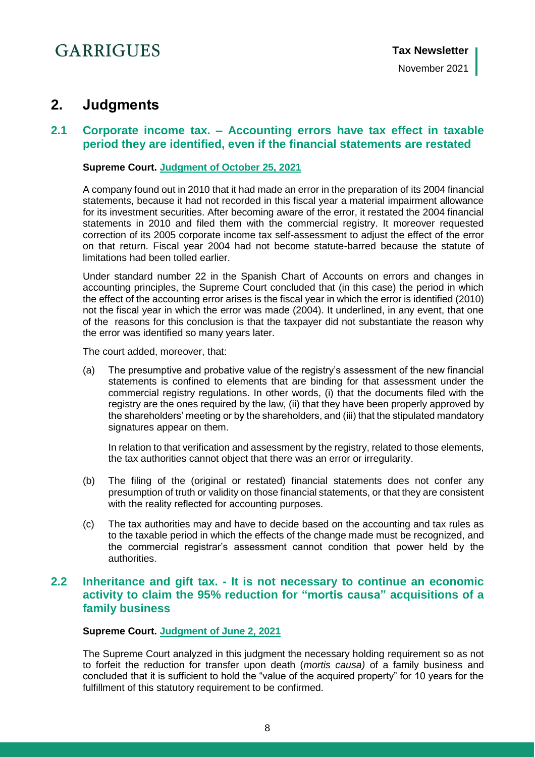## 2. Judgments

### 2.1 Corporate income tax. – Accounting errors have tax effect in taxable period they are identified, even if the financial statements are restated

**Supreme Court. Judgment of October 25, 2021**

A company found out in 2010 that it had made an error in the preparation of its 2004 financial statements, because it had not recorded in this fiscal year a material impairment allowance for its investment securities. After becoming aware of the error, it restated the 2004 financial statements in 2010 and filed them with the commercial registry. It moreover requested correction of its 2005 corporate income tax self-assessment to adjust the effect of the error on that return. Fiscal year 2004 had not become statute-barred because the statute of limitations had been tolled earlier.

Under standard number 22 in the Spanish Chart of Accounts on errors and changes in accounting principles, the Supreme Court concluded that (in this case) the period in which the effect of the accounting error arises is the fiscal year in which the error is identified (2010) not the fiscal year in which the error was made (2004). It underlined, in any event, that one of the reasons for this conclusion is that the taxpayer did not substantiate the reason why the error was identified so many years later.

The court added, moreover, that:

(a) The presumptive and probative value of the registry's assessment of the new financial statements is confined to elements that are binding for that assessment under the commercial registry regulations. In other words, (i) that the documents filed with the registry are the ones required by the law, (ii) that they have been properly approved by the shareholders' meeting or by the shareholders, and (iii) that the stipulated mandatory signatures appear on them.

In relation to that verification and assessment by the registry, related to those elements, the tax authorities cannot object that there was an error or irregularity.

(b) The filing of the (original or restated) financial statements does not confer any presumption of truth or validity on those financial statements, or that they are consistent with the reality reflected for accounting purposes.

(c) The tax authorities may and have to decide based on the accounting and tax rules as to the taxable period in which the effects of the change made must be recognized, and the commercial registrar's assessment cannot condition that power held by the authorities.

### 2.2 Inheritance and gift tax. - It is not necessary to continue an economic activity to claim the 95% reduction for "mortis causa" acquisitions of a family business

**Supreme Court. Judgment of June 2, 2021**

The Supreme Court analyzed in this judgment the necessary holding requirement so as not to forfeit the reduction for transfer upon death (*mortis causa)* of a family business and concluded that it is sufficient to hold the "value of the acquired property" for 10 years for the fulfillment of this statutory requirement to be confirmed.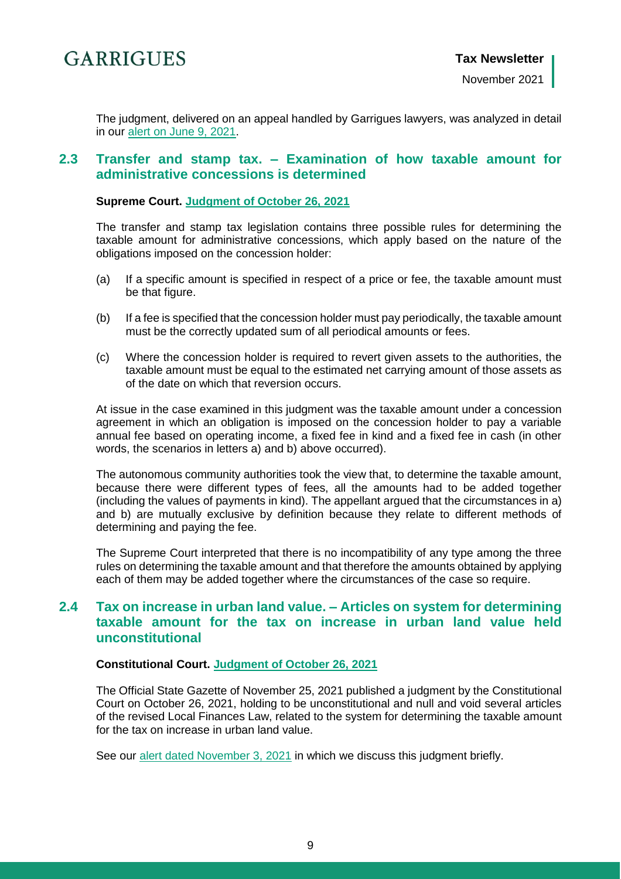The judgment, delivered on an appeal handled by Garrigues lawyers, was analyzed in detail in our alert on June 9, 2021.

## 2.3 Transfer and stamp tax. – Examination of how taxable amount for administrative concessions is determined

**Supreme Court. Judgment of October 26, 2021**

The transfer and stamp tax legislation contains three possible rules for determining the taxable amount for administrative concessions, which apply based on the nature of the obligations imposed on the concession holder:

(a) If a specific amount is specified in respect of a price or fee, the taxable amount must be that figure.

(b) If a fee is specified that the concession holder must pay periodically, the taxable amount must be the correctly updated sum of all periodical amounts or fees.

(c) Where the concession holder is required to revert given assets to the authorities, the taxable amount must be equal to the estimated net carrying amount of those assets as of the date on which that reversion occurs.

At issue in the case examined in this judgment was the taxable amount under a concession agreement in which an obligation is imposed on the concession holder to pay a variable annual fee based on operating income, a fixed fee in kind and a fixed fee in cash (in other words, the scenarios in letters a) and b) above occurred).

The autonomous community authorities took the view that, to determine the taxable amount, because there were different types of fees, all the amounts had to be added together (including the values of payments in kind). The appellant argued that the circumstances in a) and b) are mutually exclusive by definition because they relate to different methods of determining and paying the fee.

The Supreme Court interpreted that there is no incompatibility of any type among the three rules on determining the taxable amount and that therefore the amounts obtained by applying each of them may be added together where the circumstances of the case so require.

## 2.4 Tax on increase in urban land value. – Articles on system for determining taxable amount for the tax on increase in urban land value held unconstitutional

**Constitutional Court. Judgment of October 26, 2021**

The Official State Gazette of November 25, 2021 published a judgment by the Constitutional Court on October 26, 2021, holding to be unconstitutional and null and void several articles of the revised Local Finances Law, related to the system for determining the taxable amount for the tax on increase in urban land value.

See our alert dated November 3, 2021 in which we discuss this judgment briefly.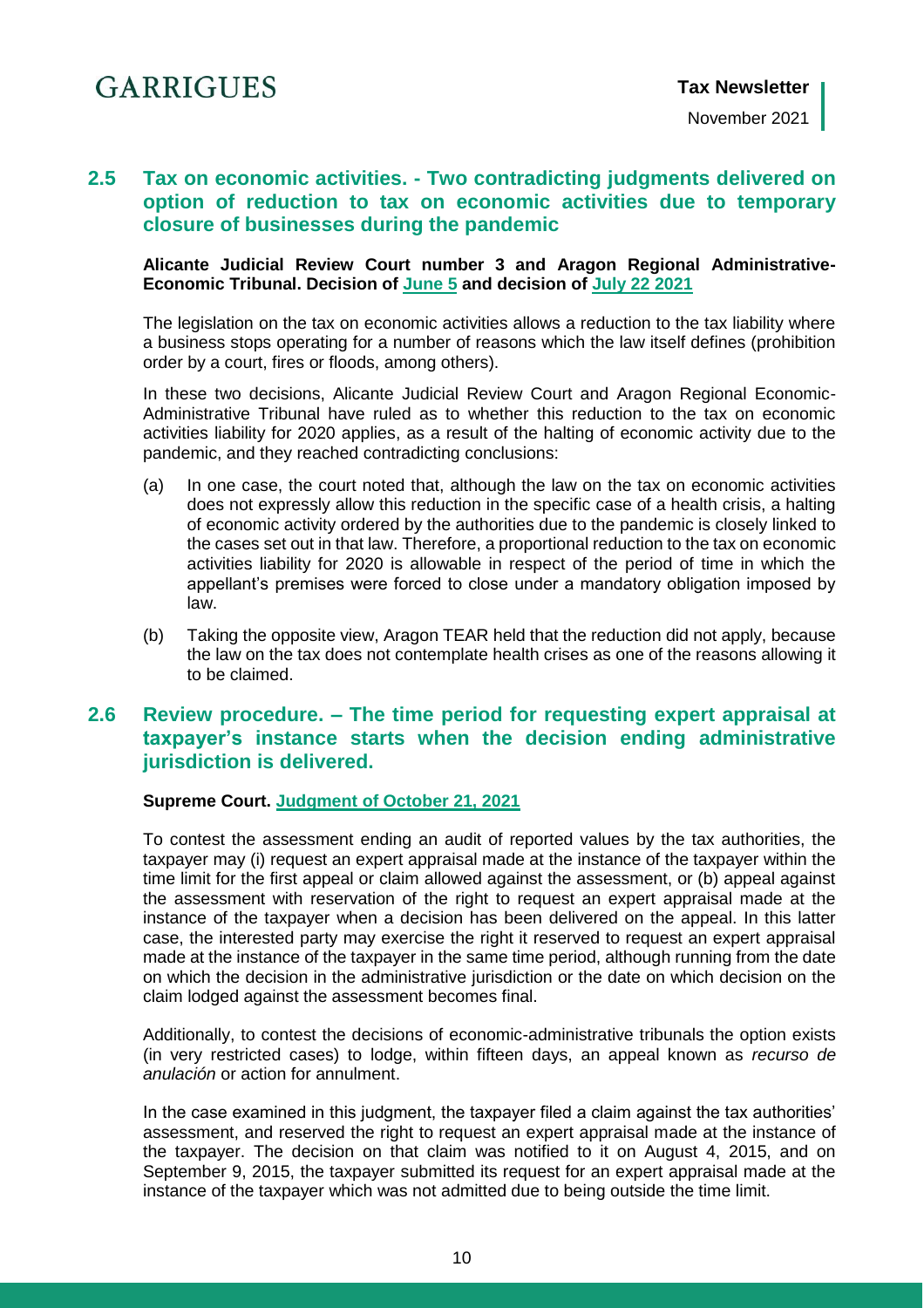## 2.5 Tax on economic activities. - Two contradicting judgments delivered on option of reduction to tax on economic activities due to temporary closure of businesses during the pandemic

**Alicante Judicial Review Court number 3 and Aragon Regional Administrative-Economic Tribunal. Decision of June 5 and decision of July 22 2021**

The legislation on the tax on economic activities allows a reduction to the tax liability where a business stops operating for a number of reasons which the law itself defines (prohibition order by a court, fires or floods, among others).

In these two decisions, Alicante Judicial Review Court and Aragon Regional Economic-Administrative Tribunal have ruled as to whether this reduction to the tax on economic activities liability for 2020 applies, as a result of the halting of economic activity due to the pandemic, and they reached contradicting conclusions:

(a) In one case, the court noted that, although the law on the tax on economic activities does not expressly allow this reduction in the specific case of a health crisis, a halting of economic activity ordered by the authorities due to the pandemic is closely linked to the cases set out in that law. Therefore, a proportional reduction to the tax on economic activities liability for 2020 is allowable in respect of the period of time in which the appellant's premises were forced to close under a mandatory obligation imposed by law.

(b) Taking the opposite view, Aragon TEAR held that the reduction did not apply, because the law on the tax does not contemplate health crises as one of the reasons allowing it to be claimed.

## 2.6 Review procedure. – The time period for requesting expert appraisal at taxpayer's instance starts when the decision ending administrative jurisdiction is delivered.

**Supreme Court. Judgment of October 21, 2021**

To contest the assessment ending an audit of reported values by the tax authorities, the taxpayer may (i) request an expert appraisal made at the instance of the taxpayer within the time limit for the first appeal or claim allowed against the assessment, or (b) appeal against the assessment with reservation of the right to request an expert appraisal made at the instance of the taxpayer when a decision has been delivered on the appeal. In this latter case, the interested party may exercise the right it reserved to request an expert appraisal made at the instance of the taxpayer in the same time period, although running from the date on which the decision in the administrative jurisdiction or the date on which decision on the claim lodged against the assessment becomes final.

Additionally, to contest the decisions of economic-administrative tribunals the option exists (in very restricted cases) to lodge, within fifteen days, an appeal known as *recurso de anulación* or action for annulment.

In the case examined in this judgment, the taxpayer filed a claim against the tax authorities' assessment, and reserved the right to request an expert appraisal made at the instance of the taxpayer. The decision on that claim was notified to it on August 4, 2015, and on September 9, 2015, the taxpayer submitted its request for an expert appraisal made at the instance of the taxpayer which was not admitted due to being outside the time limit.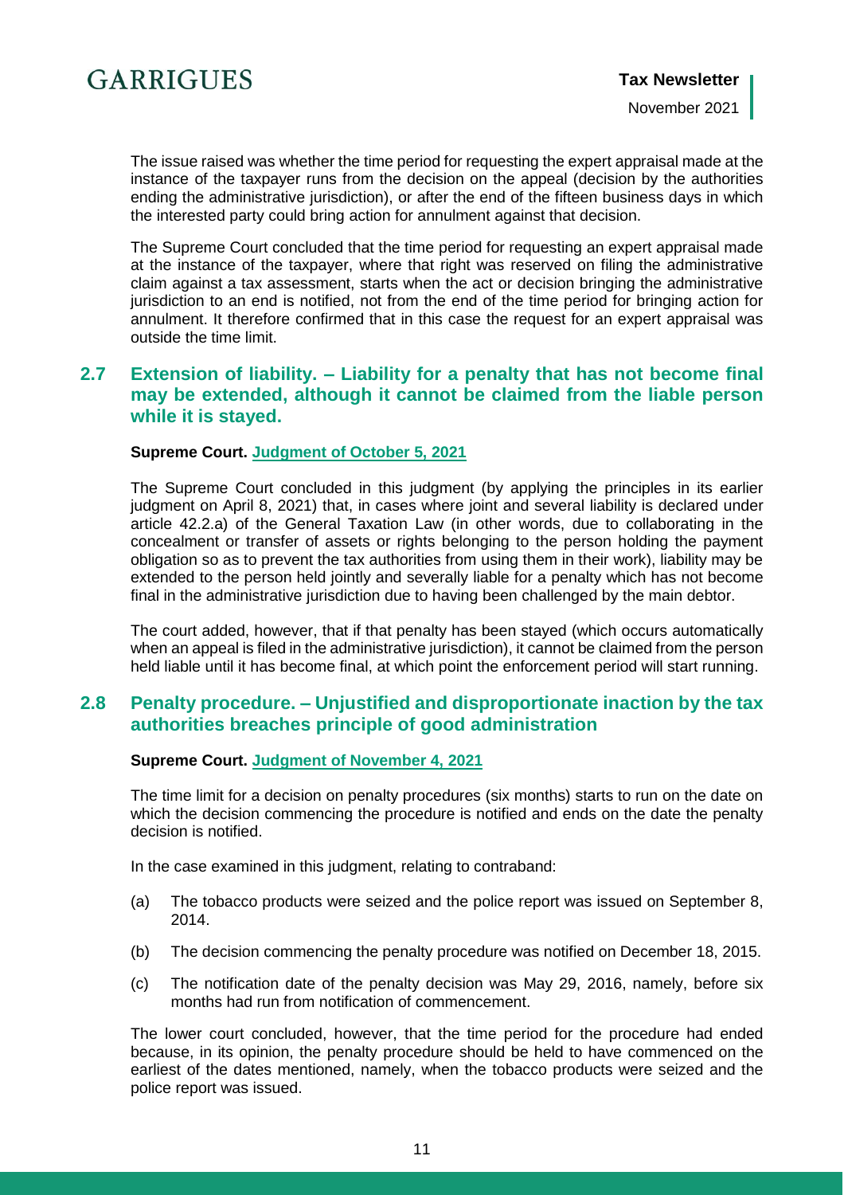The issue raised was whether the time period for requesting the expert appraisal made at the instance of the taxpayer runs from the decision on the appeal (decision by the authorities ending the administrative jurisdiction), or after the end of the fifteen business days in which the interested party could bring action for annulment against that decision.

The Supreme Court concluded that the time period for requesting an expert appraisal made at the instance of the taxpayer, where that right was reserved on filing the administrative claim against a tax assessment, starts when the act or decision bringing the administrative jurisdiction to an end is notified, not from the end of the time period for bringing action for annulment. It therefore confirmed that in this case the request for an expert appraisal was outside the time limit.

## 2.7 Extension of liability. – Liability for a penalty that has not become final may be extended, although it cannot be claimed from the liable person while it is stayed.

**Supreme Court. Judgment of October 5, 2021**

The Supreme Court concluded in this judgment (by applying the principles in its earlier judgment on April 8, 2021) that, in cases where joint and several liability is declared under article 42.2.a) of the General Taxation Law (in other words, due to collaborating in the concealment or transfer of assets or rights belonging to the person holding the payment obligation so as to prevent the tax authorities from using them in their work), liability may be extended to the person held jointly and severally liable for a penalty which has not become final in the administrative jurisdiction due to having been challenged by the main debtor.

The court added, however, that if that penalty has been stayed (which occurs automatically when an appeal is filed in the administrative jurisdiction), it cannot be claimed from the person held liable until it has become final, at which point the enforcement period will start running.

## 2.8 Penalty procedure. – Unjustified and disproportionate inaction by the tax authorities breaches principle of good administration

**Supreme Court. Judgment of November 4, 2021**

The time limit for a decision on penalty procedures (six months) starts to run on the date on which the decision commencing the procedure is notified and ends on the date the penalty decision is notified.

In the case examined in this judgment, relating to contraband:

(a) The tobacco products were seized and the police report was issued on September 8, 2014.

(b) The decision commencing the penalty procedure was notified on December 18, 2015.

(c) The notification date of the penalty decision was May 29, 2016, namely, before six months had run from notification of commencement.

The lower court concluded, however, that the time period for the procedure had ended because, in its opinion, the penalty procedure should be held to have commenced on the earliest of the dates mentioned, namely, when the tobacco products were seized and the police report was issued.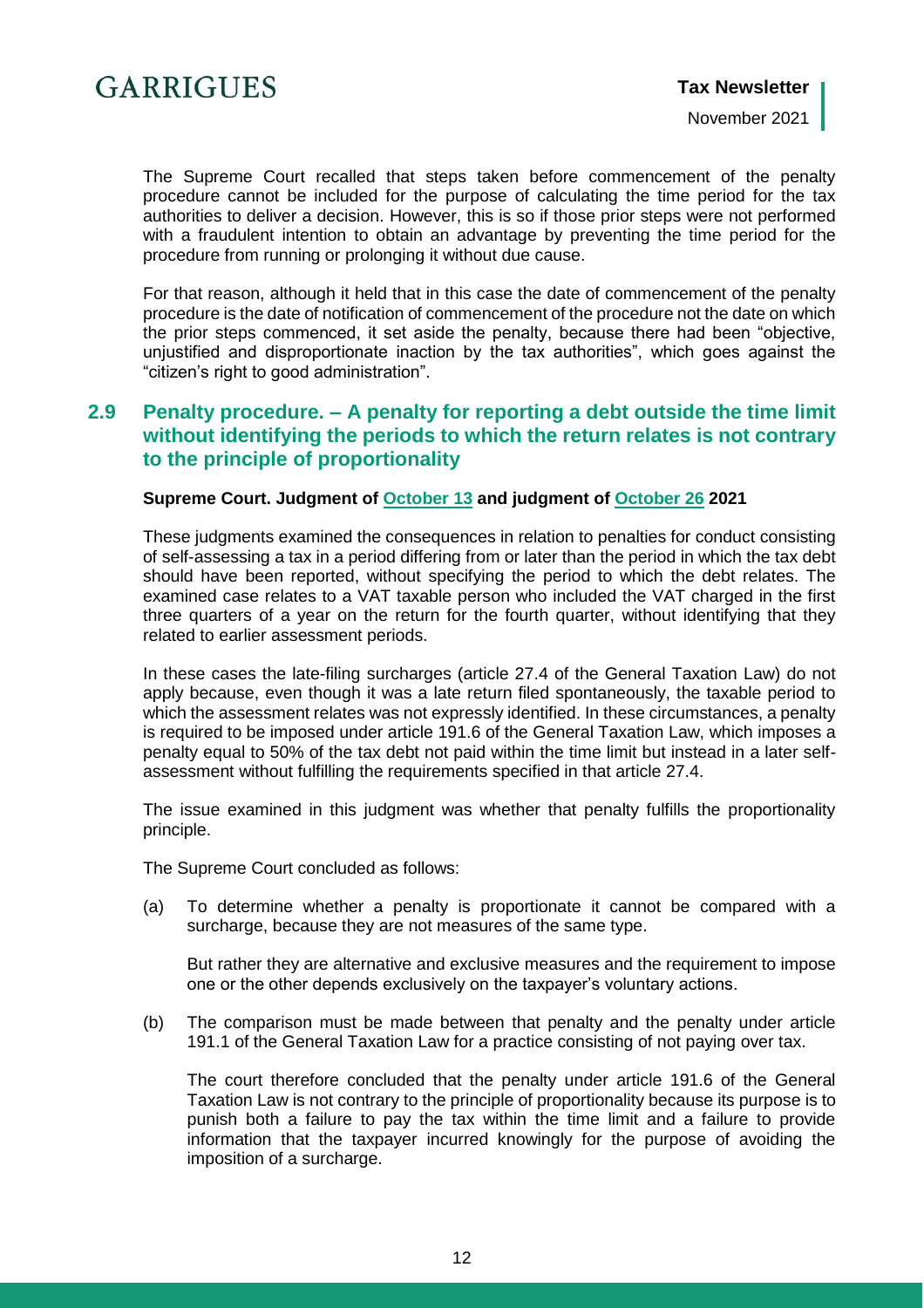The Supreme Court recalled that steps taken before commencement of the penalty procedure cannot be included for the purpose of calculating the time period for the tax authorities to deliver a decision. However, this is so if those prior steps were not performed with a fraudulent intention to obtain an advantage by preventing the time period for the procedure from running or prolonging it without due cause.

For that reason, although it held that in this case the date of commencement of the penalty procedure is the date of notification of commencement of the procedure not the date on which the prior steps commenced, it set aside the penalty, because there had been "objective, unjustified and disproportionate inaction by the tax authorities", which goes against the "citizen's right to good administration".

## 2.9 Penalty procedure. – A penalty for reporting a debt outside the time limit without identifying the periods to which the return relates is not contrary to the principle of proportionality

**Supreme Court. Judgment of October 13 and judgment of October 26 2021**

These judgments examined the consequences in relation to penalties for conduct consisting of self-assessing a tax in a period differing from or later than the period in which the tax debt should have been reported, without specifying the period to which the debt relates. The examined case relates to a VAT taxable person who included the VAT charged in the first three quarters of a year on the return for the fourth quarter, without identifying that they related to earlier assessment periods.

In these cases the late-filing surcharges (article 27.4 of the General Taxation Law) do not apply because, even though it was a late return filed spontaneously, the taxable period to which the assessment relates was not expressly identified. In these circumstances, a penalty is required to be imposed under article 191.6 of the General Taxation Law, which imposes a penalty equal to 50% of the tax debt not paid within the time limit but instead in a later self-assessment without fulfilling the requirements specified in that article 27.4.

The issue examined in this judgment was whether that penalty fulfills the proportionality principle.

The Supreme Court concluded as follows:

(a) To determine whether a penalty is proportionate it cannot be compared with a surcharge, because they are not measures of the same type.

But rather they are alternative and exclusive measures and the requirement to impose one or the other depends exclusively on the taxpayer's voluntary actions.

(b) The comparison must be made between that penalty and the penalty under article 191.1 of the General Taxation Law for a practice consisting of not paying over tax.

The court therefore concluded that the penalty under article 191.6 of the General Taxation Law is not contrary to the principle of proportionality because its purpose is to punish both a failure to pay the tax within the time limit and a failure to provide information that the taxpayer incurred knowingly for the purpose of avoiding the imposition of a surcharge.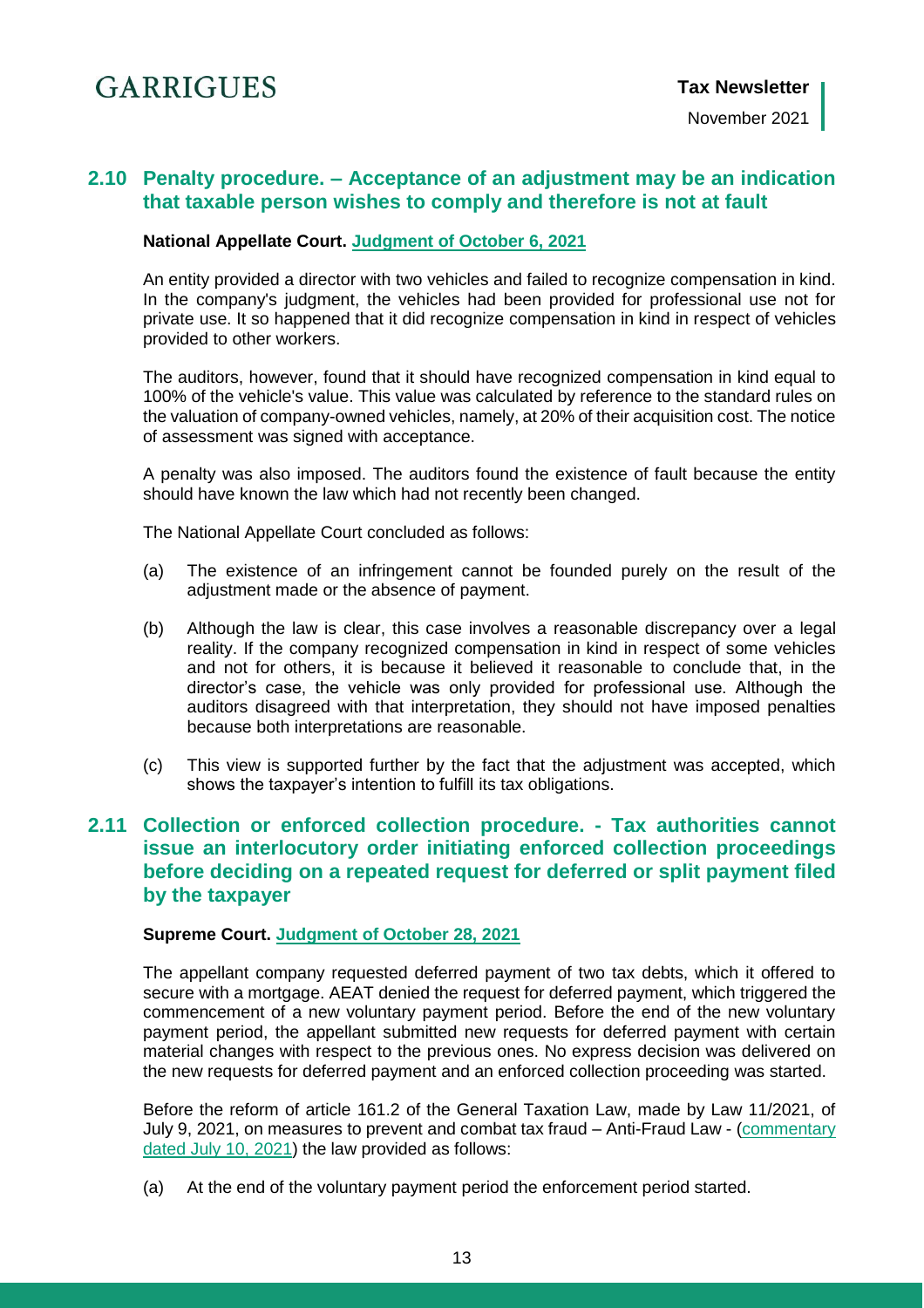## 2.10 Penalty procedure. – Acceptance of an adjustment may be an indication that taxable person wishes to comply and therefore is not at fault

**National Appellate Court. [Judgment of October 6, 2021]**

An entity provided a director with two vehicles and failed to recognize compensation in kind. In the company's judgment, the vehicles had been provided for professional use not for private use. It so happened that it did recognize compensation in kind in respect of vehicles provided to other workers.

The auditors, however, found that it should have recognized compensation in kind equal to 100% of the vehicle's value. This value was calculated by reference to the standard rules on the valuation of company-owned vehicles, namely, at 20% of their acquisition cost. The notice of assessment was signed with acceptance.

A penalty was also imposed. The auditors found the existence of fault because the entity should have known the law which had not recently been changed.

The National Appellate Court concluded as follows:

(a) The existence of an infringement cannot be founded purely on the result of the adjustment made or the absence of payment.

(b) Although the law is clear, this case involves a reasonable discrepancy over a legal reality. If the company recognized compensation in kind in respect of some vehicles and not for others, it is because it believed it reasonable to conclude that, in the director's case, the vehicle was only provided for professional use. Although the auditors disagreed with that interpretation, they should not have imposed penalties because both interpretations are reasonable.

(c) This view is supported further by the fact that the adjustment was accepted, which shows the taxpayer's intention to fulfill its tax obligations.

## 2.11 Collection or enforced collection procedure. - Tax authorities cannot issue an interlocutory order initiating enforced collection proceedings before deciding on a repeated request for deferred or split payment filed by the taxpayer

**Supreme Court. [Judgment of October 28, 2021]**

The appellant company requested deferred payment of two tax debts, which it offered to secure with a mortgage. AEAT denied the request for deferred payment, which triggered the commencement of a new voluntary payment period. Before the end of the new voluntary payment period, the appellant submitted new requests for deferred payment with certain material changes with respect to the previous ones. No express decision was delivered on the new requests for deferred payment and an enforced collection proceeding was started.

Before the reform of article 161.2 of the General Taxation Law, made by Law 11/2021, of July 9, 2021, on measures to prevent and combat tax fraud – Anti-Fraud Law - ([commentary dated July 10, 2021]) the law provided as follows:

(a) At the end of the voluntary payment period the enforcement period started.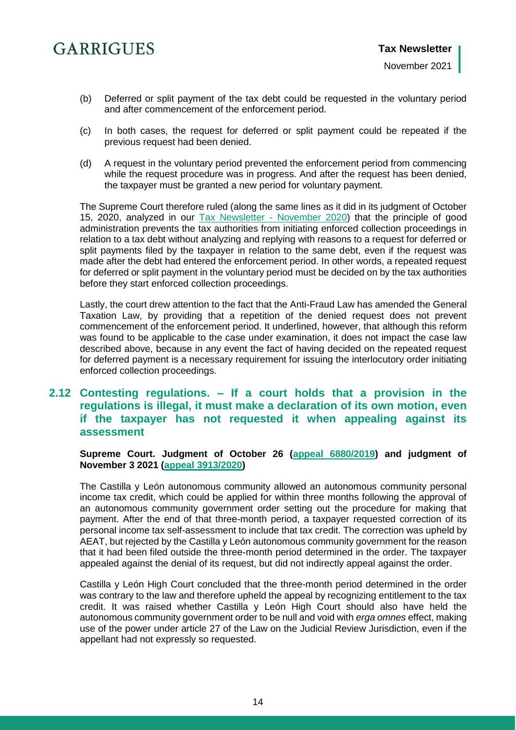(b) Deferred or split payment of the tax debt could be requested in the voluntary period and after commencement of the enforcement period.

(c) In both cases, the request for deferred or split payment could be repeated if the previous request had been denied.

(d) A request in the voluntary period prevented the enforcement period from commencing while the request procedure was in progress. And after the request has been denied, the taxpayer must be granted a new period for voluntary payment.

The Supreme Court therefore ruled (along the same lines as it did in its judgment of October 15, 2020, analyzed in our [Tax Newsletter - November 2020]) that the principle of good administration prevents the tax authorities from initiating enforced collection proceedings in relation to a tax debt without analyzing and replying with reasons to a request for deferred or split payments filed by the taxpayer in relation to the same debt, even if the request was made after the debt had entered the enforcement period. In other words, a repeated request for deferred or split payment in the voluntary period must be decided on by the tax authorities before they start enforced collection proceedings.

Lastly, the court drew attention to the fact that the Anti-Fraud Law has amended the General Taxation Law, by providing that a repetition of the denied request does not prevent commencement of the enforcement period. It underlined, however, that although this reform was found to be applicable to the case under examination, it does not impact the case law described above, because in any event the fact of having decided on the repeated request for deferred payment is a necessary requirement for issuing the interlocutory order initiating enforced collection proceedings.

## 2.12 Contesting regulations. – If a court holds that a provision in the regulations is illegal, it must make a declaration of its own motion, even if the taxpayer has not requested it when appealing against its assessment

**Supreme Court. Judgment of October 26 (appeal 6880/2019) and judgment of November 3 2021 (appeal 3913/2020)**

The Castilla y León autonomous community allowed an autonomous community personal income tax credit, which could be applied for within three months following the approval of an autonomous community government order setting out the procedure for making that payment. After the end of that three-month period, a taxpayer requested correction of its personal income tax self-assessment to include that tax credit. The correction was upheld by AEAT, but rejected by the Castilla y León autonomous community government for the reason that it had been filed outside the three-month period determined in the order. The taxpayer appealed against the denial of its request, but did not indirectly appeal against the order.

Castilla y León High Court concluded that the three-month period determined in the order was contrary to the law and therefore upheld the appeal by recognizing entitlement to the tax credit. It was raised whether Castilla y León High Court should also have held the autonomous community government order to be null and void with *erga omnes* effect, making use of the power under article 27 of the Law on the Judicial Review Jurisdiction, even if the appellant had not expressly so requested.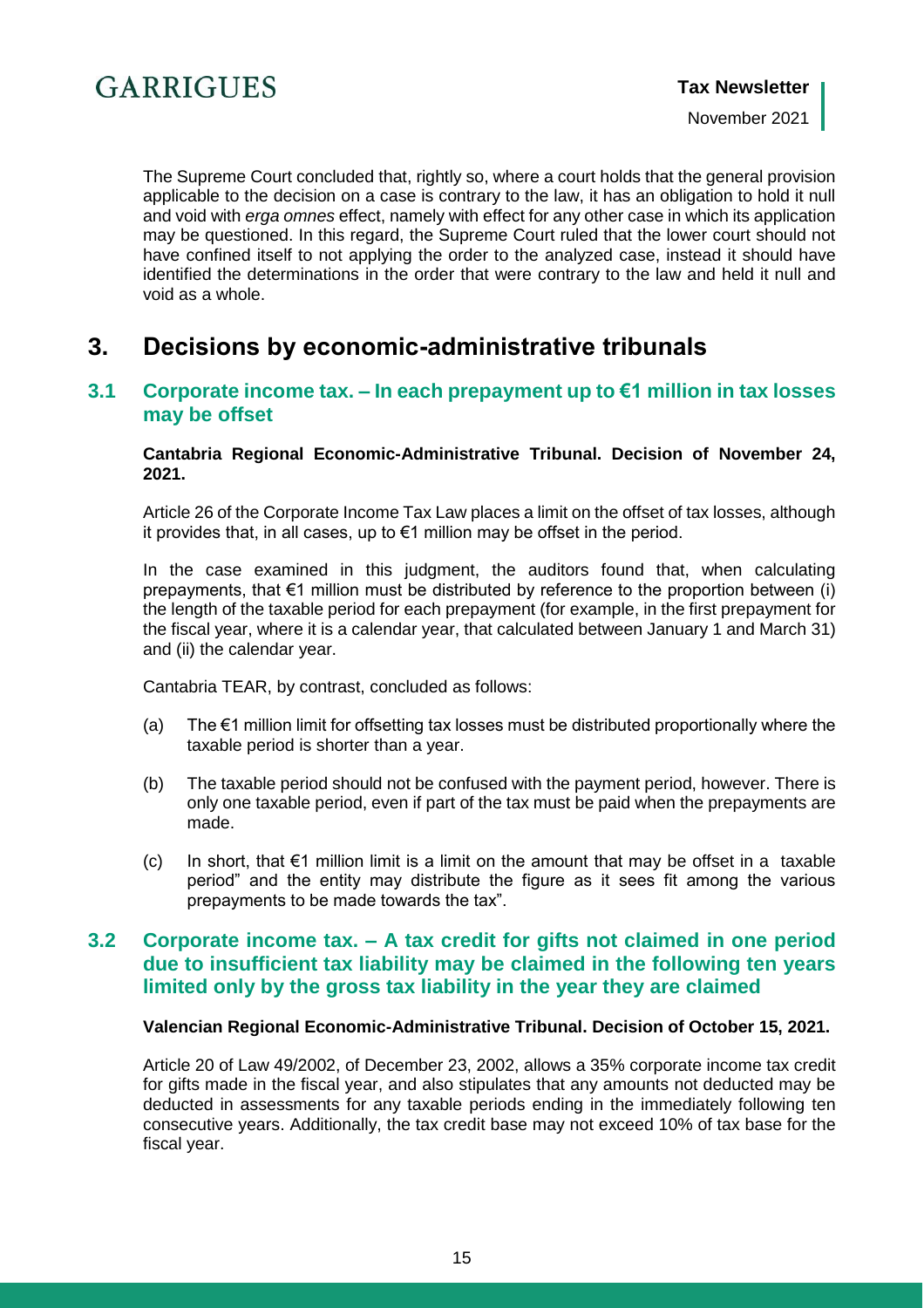The Supreme Court concluded that, rightly so, where a court holds that the general provision applicable to the decision on a case is contrary to the law, it has an obligation to hold it null and void with *erga omnes* effect, namely with effect for any other case in which its application may be questioned. In this regard, the Supreme Court ruled that the lower court should not have confined itself to not applying the order to the analyzed case, instead it should have identified the determinations in the order that were contrary to the law and held it null and void as a whole.

# 3. Decisions by economic-administrative tribunals

## 3.1 Corporate income tax. – In each prepayment up to €1 million in tax losses may be offset

**Cantabria Regional Economic-Administrative Tribunal. Decision of November 24, 2021.**

Article 26 of the Corporate Income Tax Law places a limit on the offset of tax losses, although it provides that, in all cases, up to €1 million may be offset in the period.

In the case examined in this judgment, the auditors found that, when calculating prepayments, that €1 million must be distributed by reference to the proportion between (i) the length of the taxable period for each prepayment (for example, in the first prepayment for the fiscal year, where it is a calendar year, that calculated between January 1 and March 31) and (ii) the calendar year.

Cantabria TEAR, by contrast, concluded as follows:

(a) The €1 million limit for offsetting tax losses must be distributed proportionally where the taxable period is shorter than a year.

(b) The taxable period should not be confused with the payment period, however. There is only one taxable period, even if part of the tax must be paid when the prepayments are made.

(c) In short, that €1 million limit is a limit on the amount that may be offset in a taxable period" and the entity may distribute the figure as it sees fit among the various prepayments to be made towards the tax".

## 3.2 Corporate income tax. – A tax credit for gifts not claimed in one period due to insufficient tax liability may be claimed in the following ten years limited only by the gross tax liability in the year they are claimed

**Valencian Regional Economic-Administrative Tribunal. Decision of October 15, 2021.**

Article 20 of Law 49/2002, of December 23, 2002, allows a 35% corporate income tax credit for gifts made in the fiscal year, and also stipulates that any amounts not deducted may be deducted in assessments for any taxable periods ending in the immediately following ten consecutive years. Additionally, the tax credit base may not exceed 10% of tax base for the fiscal year.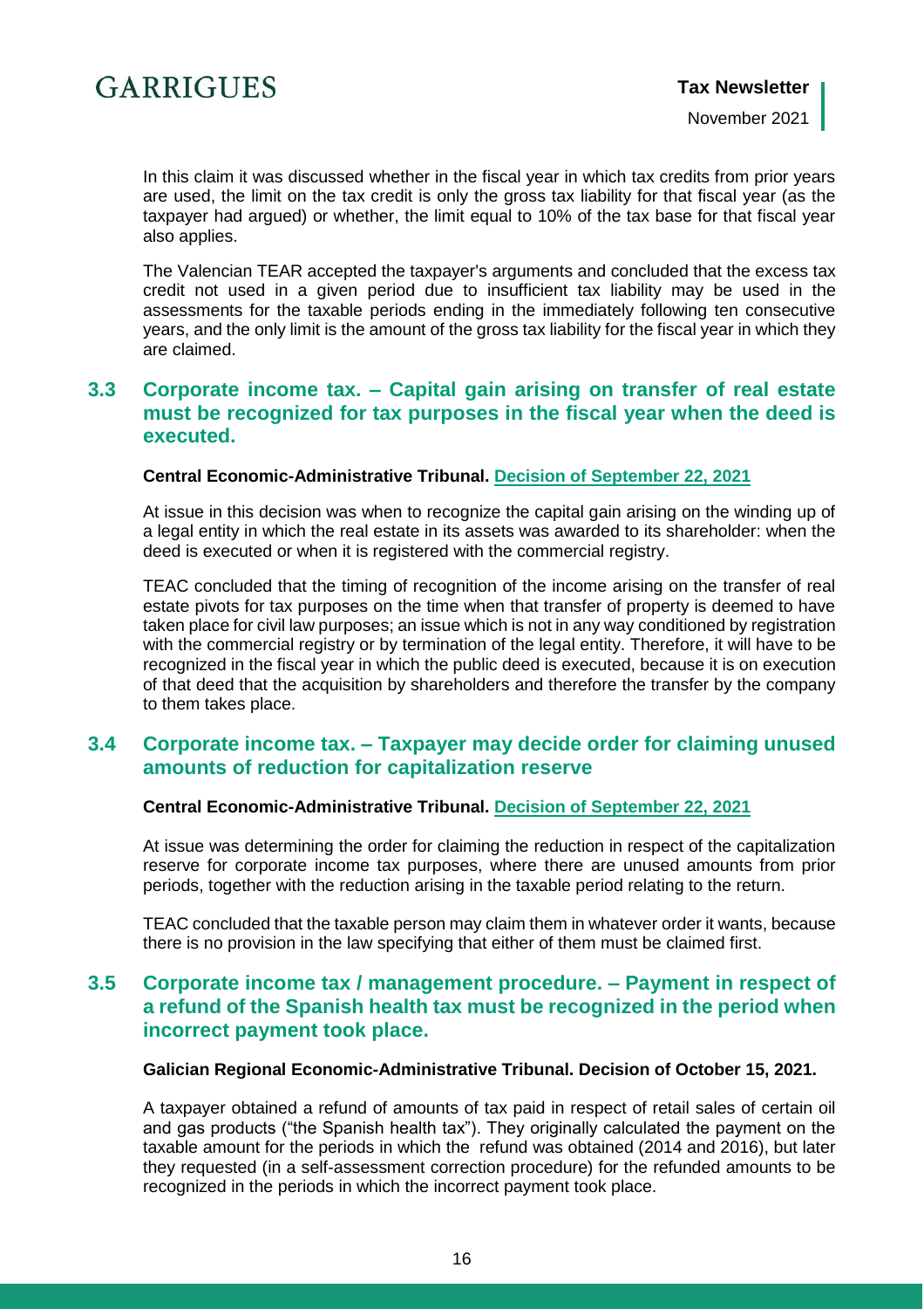In this claim it was discussed whether in the fiscal year in which tax credits from prior years are used, the limit on the tax credit is only the gross tax liability for that fiscal year (as the taxpayer had argued) or whether, the limit equal to 10% of the tax base for that fiscal year also applies.

The Valencian TEAR accepted the taxpayer's arguments and concluded that the excess tax credit not used in a given period due to insufficient tax liability may be used in the assessments for the taxable periods ending in the immediately following ten consecutive years, and the only limit is the amount of the gross tax liability for the fiscal year in which they are claimed.

## 3.3 Corporate income tax. – Capital gain arising on transfer of real estate must be recognized for tax purposes in the fiscal year when the deed is executed.

**Central Economic-Administrative Tribunal. Decision of September 22, 2021**

At issue in this decision was when to recognize the capital gain arising on the winding up of a legal entity in which the real estate in its assets was awarded to its shareholder: when the deed is executed or when it is registered with the commercial registry.

TEAC concluded that the timing of recognition of the income arising on the transfer of real estate pivots for tax purposes on the time when that transfer of property is deemed to have taken place for civil law purposes; an issue which is not in any way conditioned by registration with the commercial registry or by termination of the legal entity. Therefore, it will have to be recognized in the fiscal year in which the public deed is executed, because it is on execution of that deed that the acquisition by shareholders and therefore the transfer by the company to them takes place.

## 3.4 Corporate income tax. – Taxpayer may decide order for claiming unused amounts of reduction for capitalization reserve

**Central Economic-Administrative Tribunal. Decision of September 22, 2021**

At issue was determining the order for claiming the reduction in respect of the capitalization reserve for corporate income tax purposes, where there are unused amounts from prior periods, together with the reduction arising in the taxable period relating to the return.

TEAC concluded that the taxable person may claim them in whatever order it wants, because there is no provision in the law specifying that either of them must be claimed first.

## 3.5 Corporate income tax / management procedure. – Payment in respect of a refund of the Spanish health tax must be recognized in the period when incorrect payment took place.

**Galician Regional Economic-Administrative Tribunal. Decision of October 15, 2021.**

A taxpayer obtained a refund of amounts of tax paid in respect of retail sales of certain oil and gas products ("the Spanish health tax"). They originally calculated the payment on the taxable amount for the periods in which the refund was obtained (2014 and 2016), but later they requested (in a self-assessment correction procedure) for the refunded amounts to be recognized in the periods in which the incorrect payment took place.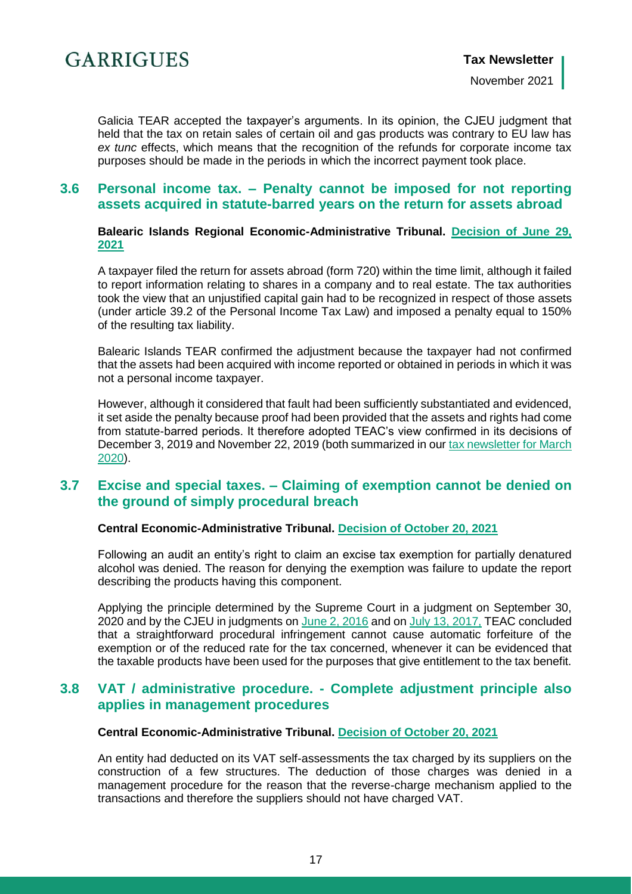Galicia TEAR accepted the taxpayer's arguments. In its opinion, the CJEU judgment that held that the tax on retain sales of certain oil and gas products was contrary to EU law has *ex tunc* effects, which means that the recognition of the refunds for corporate income tax purposes should be made in the periods in which the incorrect payment took place.

### 3.6 Personal income tax. – Penalty cannot be imposed for not reporting assets acquired in statute-barred years on the return for assets abroad

**Balearic Islands Regional Economic-Administrative Tribunal. Decision of June 29, 2021**

A taxpayer filed the return for assets abroad (form 720) within the time limit, although it failed to report information relating to shares in a company and to real estate. The tax authorities took the view that an unjustified capital gain had to be recognized in respect of those assets (under article 39.2 of the Personal Income Tax Law) and imposed a penalty equal to 150% of the resulting tax liability.

Balearic Islands TEAR confirmed the adjustment because the taxpayer had not confirmed that the assets had been acquired with income reported or obtained in periods in which it was not a personal income taxpayer.

However, although it considered that fault had been sufficiently substantiated and evidenced, it set aside the penalty because proof had been provided that the assets and rights had come from statute-barred periods. It therefore adopted TEAC's view confirmed in its decisions of December 3, 2019 and November 22, 2019 (both summarized in our tax newsletter for March 2020).

### 3.7 Excise and special taxes. – Claiming of exemption cannot be denied on the ground of simply procedural breach

**Central Economic-Administrative Tribunal. Decision of October 20, 2021**

Following an audit an entity's right to claim an excise tax exemption for partially denatured alcohol was denied. The reason for denying the exemption was failure to update the report describing the products having this component.

Applying the principle determined by the Supreme Court in a judgment on September 30, 2020 and by the CJEU in judgments on June 2, 2016 and on July 13, 2017, TEAC concluded that a straightforward procedural infringement cannot cause automatic forfeiture of the exemption or of the reduced rate for the tax concerned, whenever it can be evidenced that the taxable products have been used for the purposes that give entitlement to the tax benefit.

### 3.8 VAT / administrative procedure. - Complete adjustment principle also applies in management procedures

**Central Economic-Administrative Tribunal. Decision of October 20, 2021**

An entity had deducted on its VAT self-assessments the tax charged by its suppliers on the construction of a few structures. The deduction of those charges was denied in a management procedure for the reason that the reverse-charge mechanism applied to the transactions and therefore the suppliers should not have charged VAT.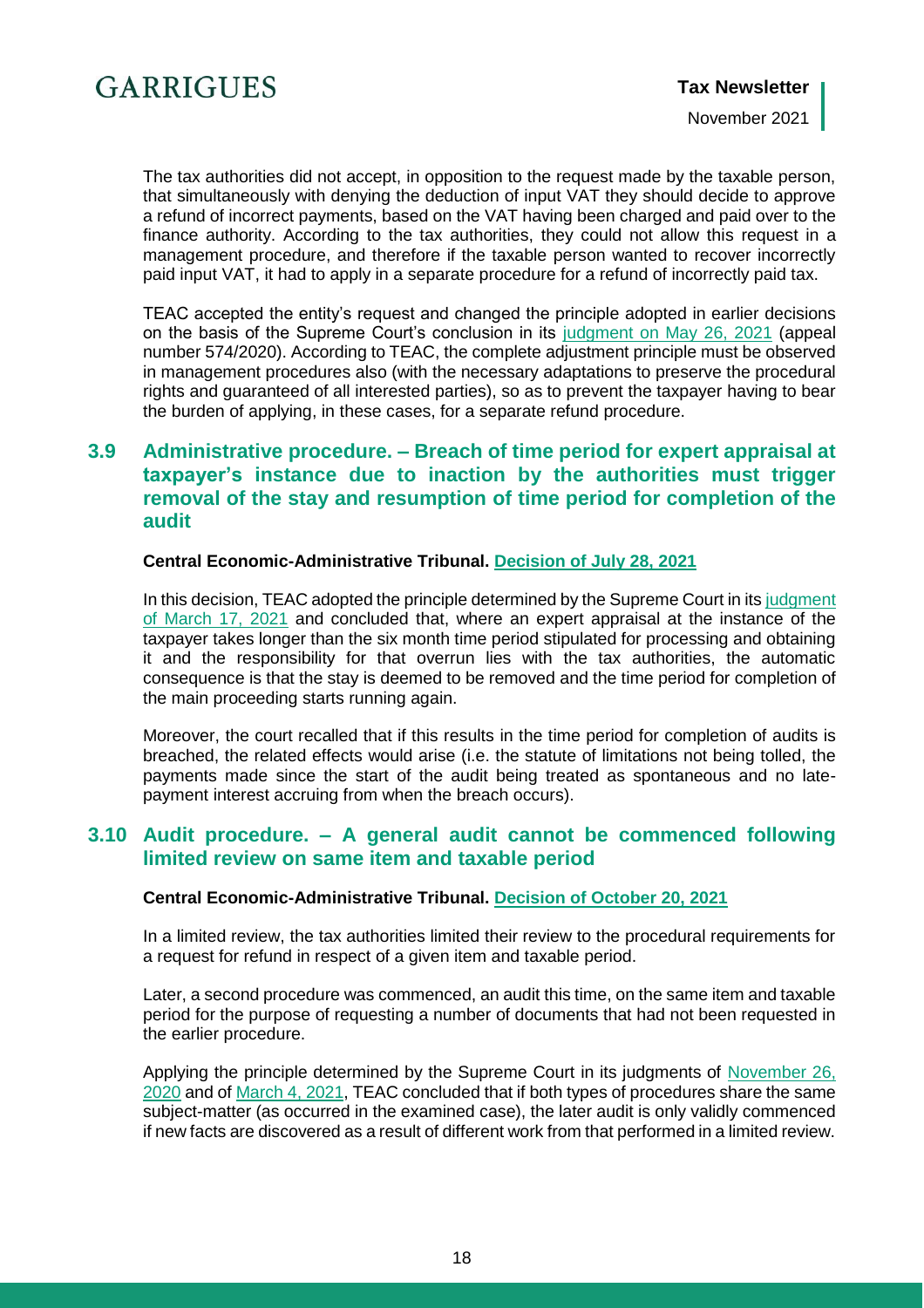The tax authorities did not accept, in opposition to the request made by the taxable person, that simultaneously with denying the deduction of input VAT they should decide to approve a refund of incorrect payments, based on the VAT having been charged and paid over to the finance authority. According to the tax authorities, they could not allow this request in a management procedure, and therefore if the taxable person wanted to recover incorrectly paid input VAT, it had to apply in a separate procedure for a refund of incorrectly paid tax.

TEAC accepted the entity's request and changed the principle adopted in earlier decisions on the basis of the Supreme Court's conclusion in its judgment on May 26, 2021 (appeal number 574/2020). According to TEAC, the complete adjustment principle must be observed in management procedures also (with the necessary adaptations to preserve the procedural rights and guaranteed of all interested parties), so as to prevent the taxpayer having to bear the burden of applying, in these cases, for a separate refund procedure.

## 3.9 Administrative procedure. – Breach of time period for expert appraisal at taxpayer's instance due to inaction by the authorities must trigger removal of the stay and resumption of time period for completion of the audit

**Central Economic-Administrative Tribunal. Decision of July 28, 2021**

In this decision, TEAC adopted the principle determined by the Supreme Court in its judgment of March 17, 2021 and concluded that, where an expert appraisal at the instance of the taxpayer takes longer than the six month time period stipulated for processing and obtaining it and the responsibility for that overrun lies with the tax authorities, the automatic consequence is that the stay is deemed to be removed and the time period for completion of the main proceeding starts running again.

Moreover, the court recalled that if this results in the time period for completion of audits is breached, the related effects would arise (i.e. the statute of limitations not being tolled, the payments made since the start of the audit being treated as spontaneous and no late-payment interest accruing from when the breach occurs).

## 3.10 Audit procedure. – A general audit cannot be commenced following limited review on same item and taxable period

**Central Economic-Administrative Tribunal. Decision of October 20, 2021**

In a limited review, the tax authorities limited their review to the procedural requirements for a request for refund in respect of a given item and taxable period.

Later, a second procedure was commenced, an audit this time, on the same item and taxable period for the purpose of requesting a number of documents that had not been requested in the earlier procedure.

Applying the principle determined by the Supreme Court in its judgments of November 26, 2020 and of March 4, 2021, TEAC concluded that if both types of procedures share the same subject-matter (as occurred in the examined case), the later audit is only validly commenced if new facts are discovered as a result of different work from that performed in a limited review.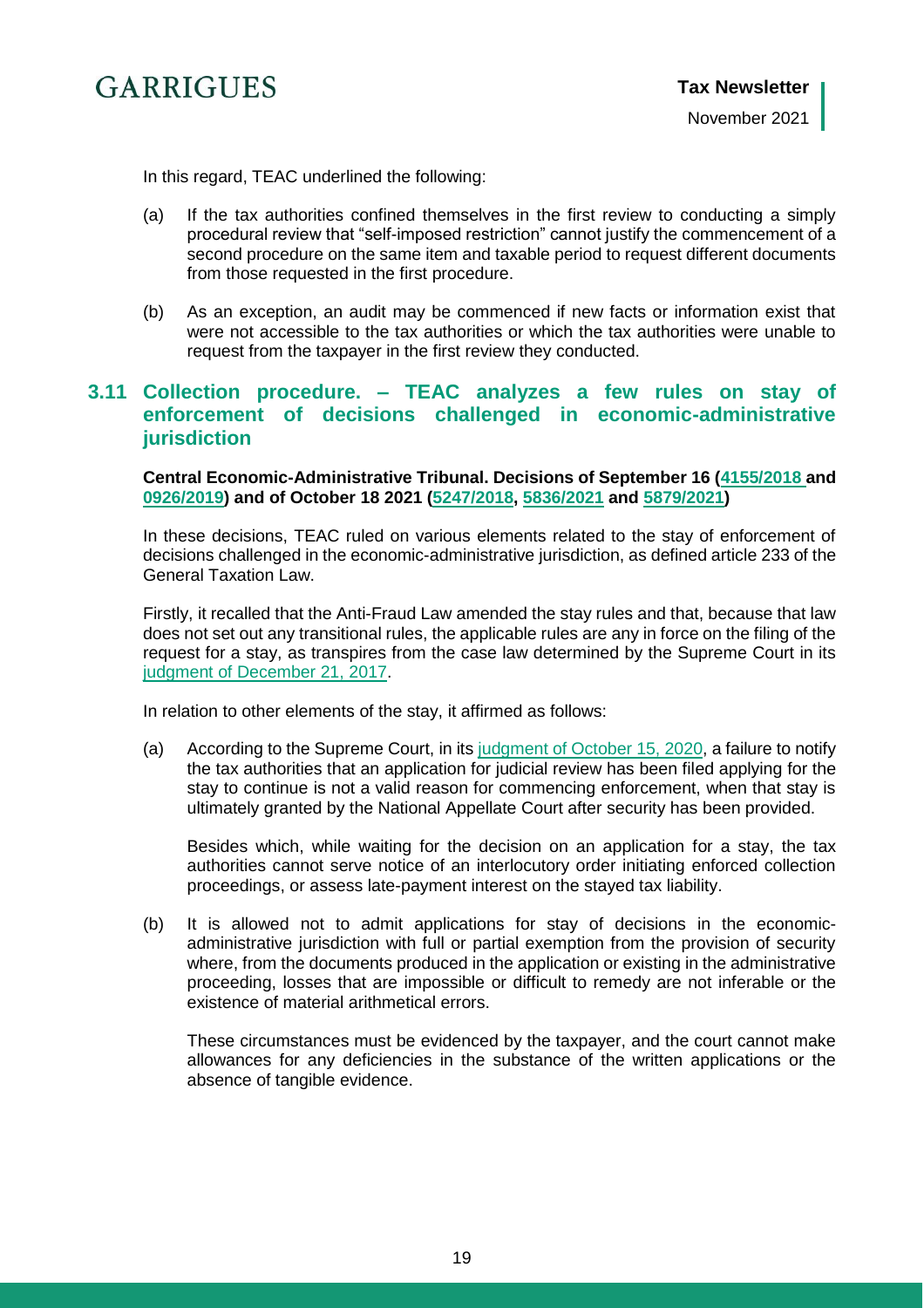In this regard, TEAC underlined the following:

(a) If the tax authorities confined themselves in the first review to conducting a simply procedural review that "self-imposed restriction" cannot justify the commencement of a second procedure on the same item and taxable period to request different documents from those requested in the first procedure.

(b) As an exception, an audit may be commenced if new facts or information exist that were not accessible to the tax authorities or which the tax authorities were unable to request from the taxpayer in the first review they conducted.

### 3.11 Collection procedure. – TEAC analyzes a few rules on stay of enforcement of decisions challenged in economic-administrative jurisdiction

**Central Economic-Administrative Tribunal. Decisions of September 16 (4155/2018 and 0926/2019) and of October 18 2021 (5247/2018, 5836/2021 and 5879/2021)**

In these decisions, TEAC ruled on various elements related to the stay of enforcement of decisions challenged in the economic-administrative jurisdiction, as defined article 233 of the General Taxation Law.

Firstly, it recalled that the Anti-Fraud Law amended the stay rules and that, because that law does not set out any transitional rules, the applicable rules are any in force on the filing of the request for a stay, as transpires from the case law determined by the Supreme Court in its judgment of December 21, 2017.

In relation to other elements of the stay, it affirmed as follows:

(a) According to the Supreme Court, in its judgment of October 15, 2020, a failure to notify the tax authorities that an application for judicial review has been filed applying for the stay to continue is not a valid reason for commencing enforcement, when that stay is ultimately granted by the National Appellate Court after security has been provided.

  Besides which, while waiting for the decision on an application for a stay, the tax authorities cannot serve notice of an interlocutory order initiating enforced collection proceedings, or assess late-payment interest on the stayed tax liability.

(b) It is allowed not to admit applications for stay of decisions in the economic-administrative jurisdiction with full or partial exemption from the provision of security where, from the documents produced in the application or existing in the administrative proceeding, losses that are impossible or difficult to remedy are not inferable or the existence of material arithmetical errors.

  These circumstances must be evidenced by the taxpayer, and the court cannot make allowances for any deficiencies in the substance of the written applications or the absence of tangible evidence.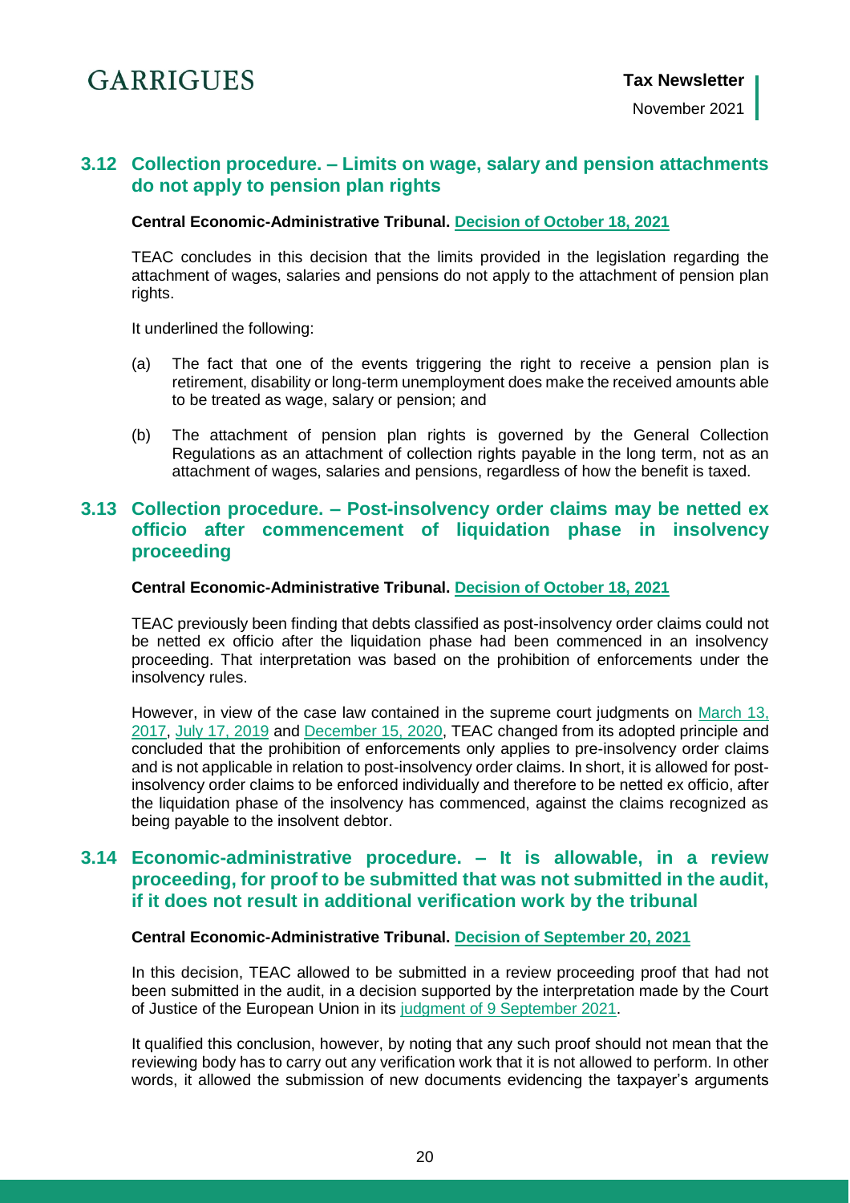## 3.12 Collection procedure. – Limits on wage, salary and pension attachments do not apply to pension plan rights

**Central Economic-Administrative Tribunal. Decision of October 18, 2021**

TEAC concludes in this decision that the limits provided in the legislation regarding the attachment of wages, salaries and pensions do not apply to the attachment of pension plan rights.

It underlined the following:

(a) The fact that one of the events triggering the right to receive a pension plan is retirement, disability or long-term unemployment does make the received amounts able to be treated as wage, salary or pension; and

(b) The attachment of pension plan rights is governed by the General Collection Regulations as an attachment of collection rights payable in the long term, not as an attachment of wages, salaries and pensions, regardless of how the benefit is taxed.

## 3.13 Collection procedure. – Post-insolvency order claims may be netted ex officio after commencement of liquidation phase in insolvency proceeding

**Central Economic-Administrative Tribunal. Decision of October 18, 2021**

TEAC previously been finding that debts classified as post-insolvency order claims could not be netted ex officio after the liquidation phase had been commenced in an insolvency proceeding. That interpretation was based on the prohibition of enforcements under the insolvency rules.

However, in view of the case law contained in the supreme court judgments on March 13, 2017, July 17, 2019 and December 15, 2020, TEAC changed from its adopted principle and concluded that the prohibition of enforcements only applies to pre-insolvency order claims and is not applicable in relation to post-insolvency order claims. In short, it is allowed for post-insolvency order claims to be enforced individually and therefore to be netted ex officio, after the liquidation phase of the insolvency has commenced, against the claims recognized as being payable to the insolvent debtor.

## 3.14 Economic-administrative procedure. – It is allowable, in a review proceeding, for proof to be submitted that was not submitted in the audit, if it does not result in additional verification work by the tribunal

**Central Economic-Administrative Tribunal. Decision of September 20, 2021**

In this decision, TEAC allowed to be submitted in a review proceeding proof that had not been submitted in the audit, in a decision supported by the interpretation made by the Court of Justice of the European Union in its judgment of 9 September 2021.

It qualified this conclusion, however, by noting that any such proof should not mean that the reviewing body has to carry out any verification work that it is not allowed to perform. In other words, it allowed the submission of new documents evidencing the taxpayer's arguments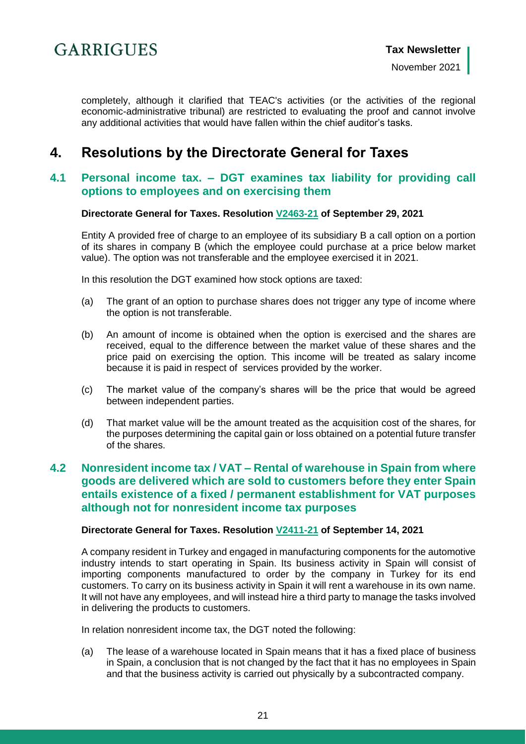completely, although it clarified that TEAC's activities (or the activities of the regional economic-administrative tribunal) are restricted to evaluating the proof and cannot involve any additional activities that would have fallen within the chief auditor's tasks.

# 4. Resolutions by the Directorate General for Taxes

## 4.1 Personal income tax. – DGT examines tax liability for providing call options to employees and on exercising them

**Directorate General for Taxes. Resolution V2463-21 of September 29, 2021**

Entity A provided free of charge to an employee of its subsidiary B a call option on a portion of its shares in company B (which the employee could purchase at a price below market value). The option was not transferable and the employee exercised it in 2021.

In this resolution the DGT examined how stock options are taxed:

(a) The grant of an option to purchase shares does not trigger any type of income where the option is not transferable.

(b) An amount of income is obtained when the option is exercised and the shares are received, equal to the difference between the market value of these shares and the price paid on exercising the option. This income will be treated as salary income because it is paid in respect of services provided by the worker.

(c) The market value of the company's shares will be the price that would be agreed between independent parties.

(d) That market value will be the amount treated as the acquisition cost of the shares, for the purposes determining the capital gain or loss obtained on a potential future transfer of the shares.

## 4.2 Nonresident income tax / VAT – Rental of warehouse in Spain from where goods are delivered which are sold to customers before they enter Spain entails existence of a fixed / permanent establishment for VAT purposes although not for nonresident income tax purposes

**Directorate General for Taxes. Resolution V2411-21 of September 14, 2021**

A company resident in Turkey and engaged in manufacturing components for the automotive industry intends to start operating in Spain. Its business activity in Spain will consist of importing components manufactured to order by the company in Turkey for its end customers. To carry on its business activity in Spain it will rent a warehouse in its own name. It will not have any employees, and will instead hire a third party to manage the tasks involved in delivering the products to customers.

In relation nonresident income tax, the DGT noted the following:

(a) The lease of a warehouse located in Spain means that it has a fixed place of business in Spain, a conclusion that is not changed by the fact that it has no employees in Spain and that the business activity is carried out physically by a subcontracted company.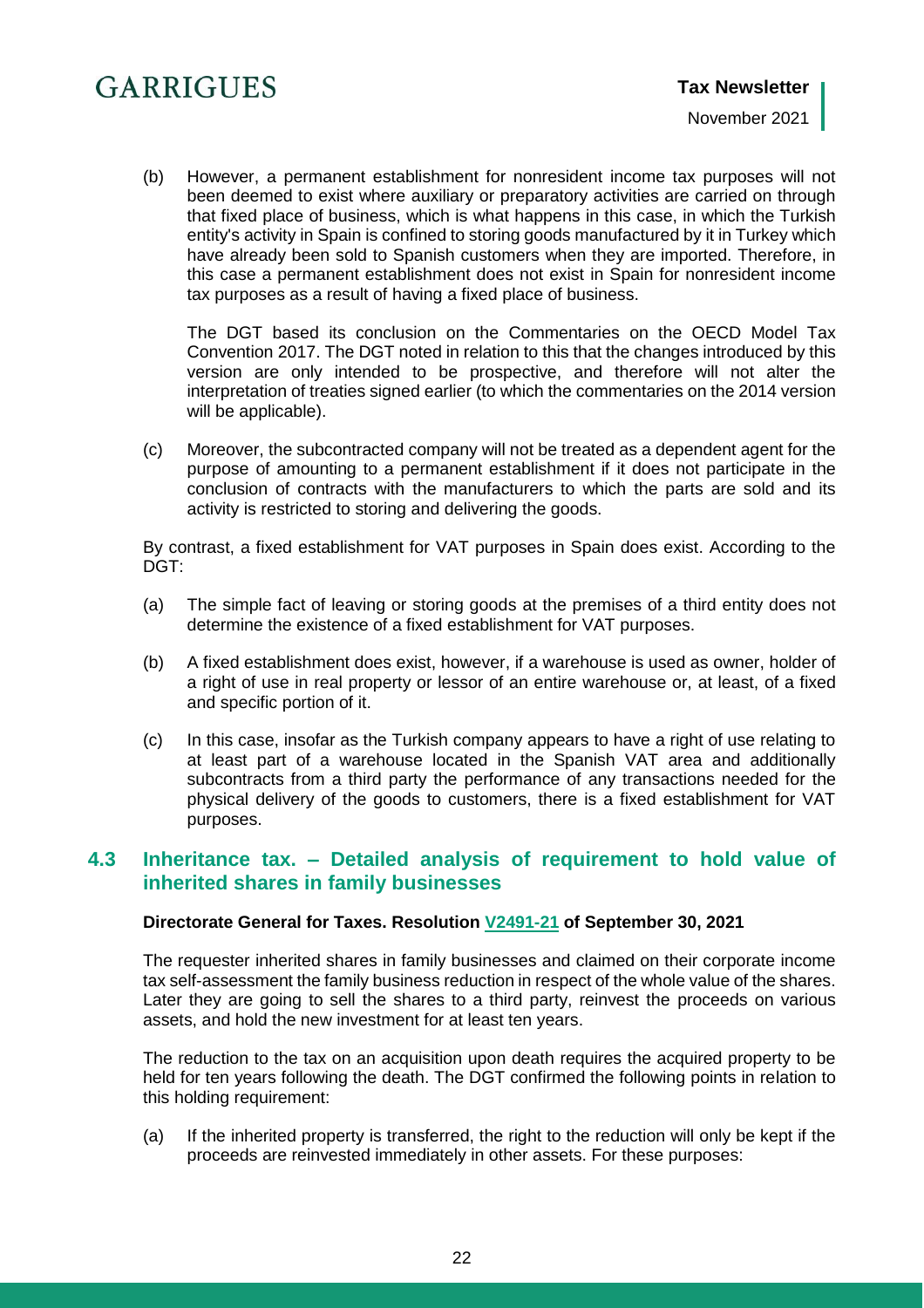(b) However, a permanent establishment for nonresident income tax purposes will not been deemed to exist where auxiliary or preparatory activities are carried on through that fixed place of business, which is what happens in this case, in which the Turkish entity's activity in Spain is confined to storing goods manufactured by it in Turkey which have already been sold to Spanish customers when they are imported. Therefore, in this case a permanent establishment does not exist in Spain for nonresident income tax purposes as a result of having a fixed place of business.

The DGT based its conclusion on the Commentaries on the OECD Model Tax Convention 2017. The DGT noted in relation to this that the changes introduced by this version are only intended to be prospective, and therefore will not alter the interpretation of treaties signed earlier (to which the commentaries on the 2014 version will be applicable).

(c) Moreover, the subcontracted company will not be treated as a dependent agent for the purpose of amounting to a permanent establishment if it does not participate in the conclusion of contracts with the manufacturers to which the parts are sold and its activity is restricted to storing and delivering the goods.

By contrast, a fixed establishment for VAT purposes in Spain does exist. According to the DGT:

(a) The simple fact of leaving or storing goods at the premises of a third entity does not determine the existence of a fixed establishment for VAT purposes.

(b) A fixed establishment does exist, however, if a warehouse is used as owner, holder of a right of use in real property or lessor of an entire warehouse or, at least, of a fixed and specific portion of it.

(c) In this case, insofar as the Turkish company appears to have a right of use relating to at least part of a warehouse located in the Spanish VAT area and additionally subcontracts from a third party the performance of any transactions needed for the physical delivery of the goods to customers, there is a fixed establishment for VAT purposes.

## 4.3 Inheritance tax. – Detailed analysis of requirement to hold value of inherited shares in family businesses

**Directorate General for Taxes. Resolution V2491-21 of September 30, 2021**

The requester inherited shares in family businesses and claimed on their corporate income tax self-assessment the family business reduction in respect of the whole value of the shares. Later they are going to sell the shares to a third party, reinvest the proceeds on various assets, and hold the new investment for at least ten years.

The reduction to the tax on an acquisition upon death requires the acquired property to be held for ten years following the death. The DGT confirmed the following points in relation to this holding requirement:

(a) If the inherited property is transferred, the right to the reduction will only be kept if the proceeds are reinvested immediately in other assets. For these purposes: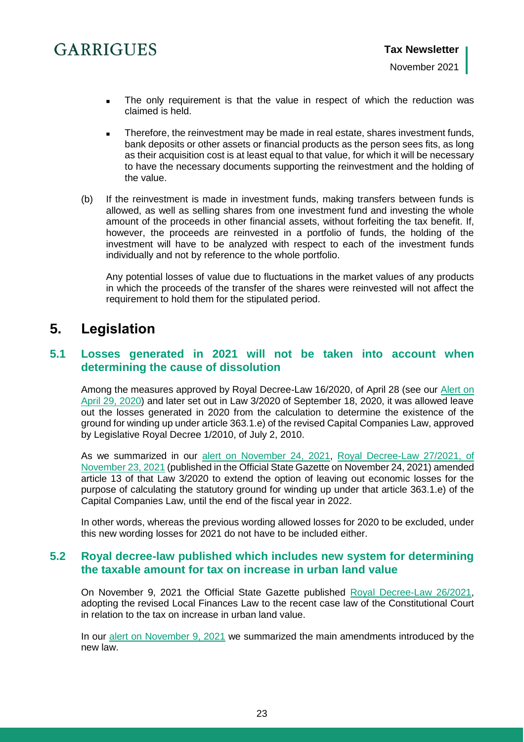- The only requirement is that the value in respect of which the reduction was claimed is held.

- Therefore, the reinvestment may be made in real estate, shares investment funds, bank deposits or other assets or financial products as the person sees fits, as long as their acquisition cost is at least equal to that value, for which it will be necessary to have the necessary documents supporting the reinvestment and the holding of the value.

(b) If the reinvestment is made in investment funds, making transfers between funds is allowed, as well as selling shares from one investment fund and investing the whole amount of the proceeds in other financial assets, without forfeiting the tax benefit. If, however, the proceeds are reinvested in a portfolio of funds, the holding of the investment will have to be analyzed with respect to each of the investment funds individually and not by reference to the whole portfolio.

Any potential losses of value due to fluctuations in the market values of any products in which the proceeds of the transfer of the shares were reinvested will not affect the requirement to hold them for the stipulated period.

# 5. Legislation

## 5.1 Losses generated in 2021 will not be taken into account when determining the cause of dissolution

Among the measures approved by Royal Decree-Law 16/2020, of April 28 (see our Alert on April 29, 2020) and later set out in Law 3/2020 of September 18, 2020, it was allowed leave out the losses generated in 2020 from the calculation to determine the existence of the ground for winding up under article 363.1.e) of the revised Capital Companies Law, approved by Legislative Royal Decree 1/2010, of July 2, 2010.

As we summarized in our alert on November 24, 2021, Royal Decree-Law 27/2021, of November 23, 2021 (published in the Official State Gazette on November 24, 2021) amended article 13 of that Law 3/2020 to extend the option of leaving out economic losses for the purpose of calculating the statutory ground for winding up under that article 363.1.e) of the Capital Companies Law, until the end of the fiscal year in 2022.

In other words, whereas the previous wording allowed losses for 2020 to be excluded, under this new wording losses for 2021 do not have to be included either.

## 5.2 Royal decree-law published which includes new system for determining the taxable amount for tax on increase in urban land value

On November 9, 2021 the Official State Gazette published Royal Decree-Law 26/2021, adopting the revised Local Finances Law to the recent case law of the Constitutional Court in relation to the tax on increase in urban land value.

In our alert on November 9, 2021 we summarized the main amendments introduced by the new law.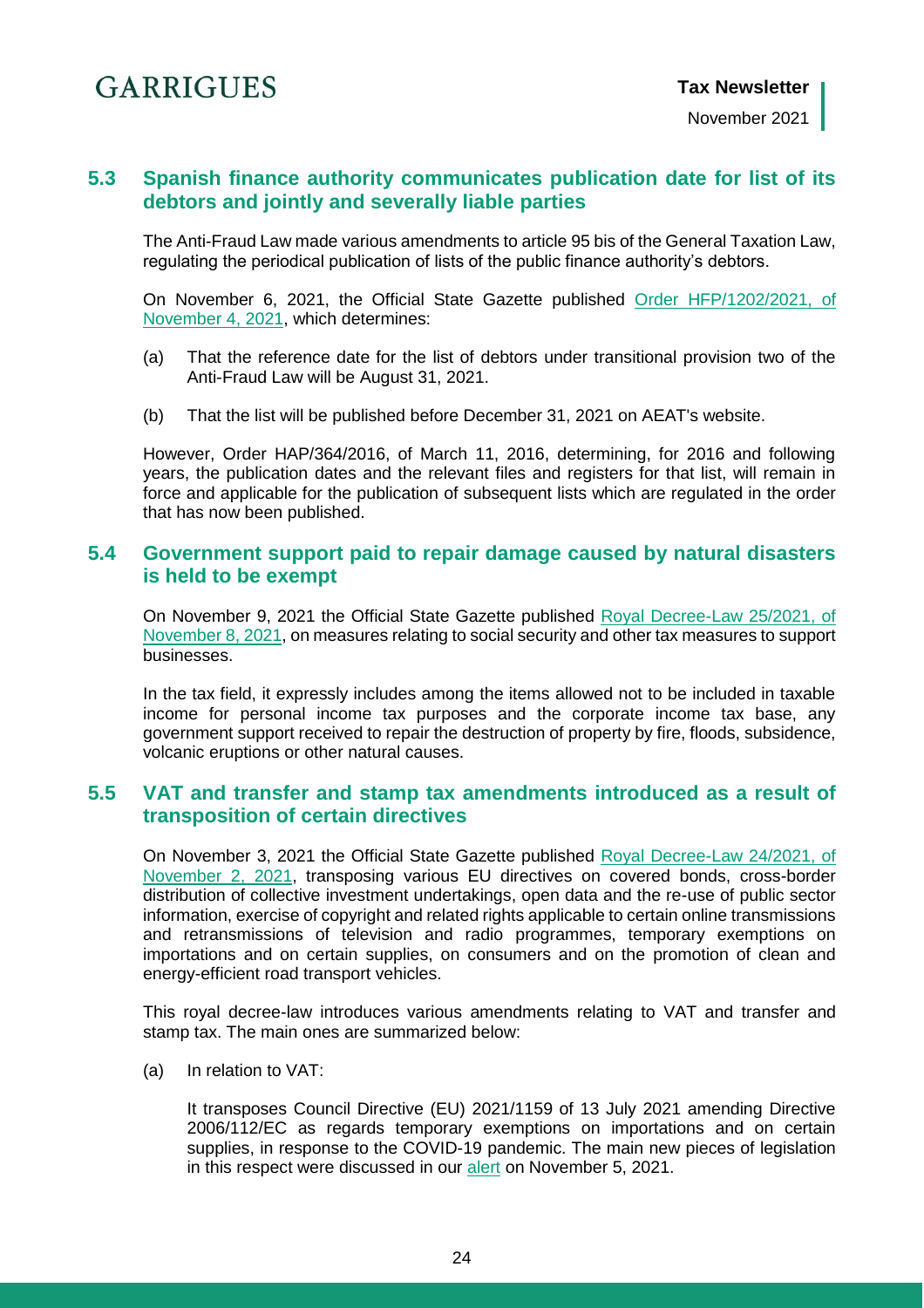## 5.3 Spanish finance authority communicates publication date for list of its debtors and jointly and severally liable parties

The Anti-Fraud Law made various amendments to article 95 bis of the General Taxation Law, regulating the periodical publication of lists of the public finance authority's debtors.

On November 6, 2021, the Official State Gazette published Order HFP/1202/2021, of November 4, 2021, which determines:

(a) That the reference date for the list of debtors under transitional provision two of the Anti-Fraud Law will be August 31, 2021.

(b) That the list will be published before December 31, 2021 on AEAT's website.

However, Order HAP/364/2016, of March 11, 2016, determining, for 2016 and following years, the publication dates and the relevant files and registers for that list, will remain in force and applicable for the publication of subsequent lists which are regulated in the order that has now been published.

## 5.4 Government support paid to repair damage caused by natural disasters is held to be exempt

On November 9, 2021 the Official State Gazette published Royal Decree-Law 25/2021, of November 8, 2021, on measures relating to social security and other tax measures to support businesses.

In the tax field, it expressly includes among the items allowed not to be included in taxable income for personal income tax purposes and the corporate income tax base, any government support received to repair the destruction of property by fire, floods, subsidence, volcanic eruptions or other natural causes.

## 5.5 VAT and transfer and stamp tax amendments introduced as a result of transposition of certain directives

On November 3, 2021 the Official State Gazette published Royal Decree-Law 24/2021, of November 2, 2021, transposing various EU directives on covered bonds, cross-border distribution of collective investment undertakings, open data and the re-use of public sector information, exercise of copyright and related rights applicable to certain online transmissions and retransmissions of television and radio programmes, temporary exemptions on importations and on certain supplies, on consumers and on the promotion of clean and energy-efficient road transport vehicles.

This royal decree-law introduces various amendments relating to VAT and transfer and stamp tax. The main ones are summarized below:

(a) In relation to VAT:

It transposes Council Directive (EU) 2021/1159 of 13 July 2021 amending Directive 2006/112/EC as regards temporary exemptions on importations and on certain supplies, in response to the COVID-19 pandemic. The main new pieces of legislation in this respect were discussed in our alert on November 5, 2021.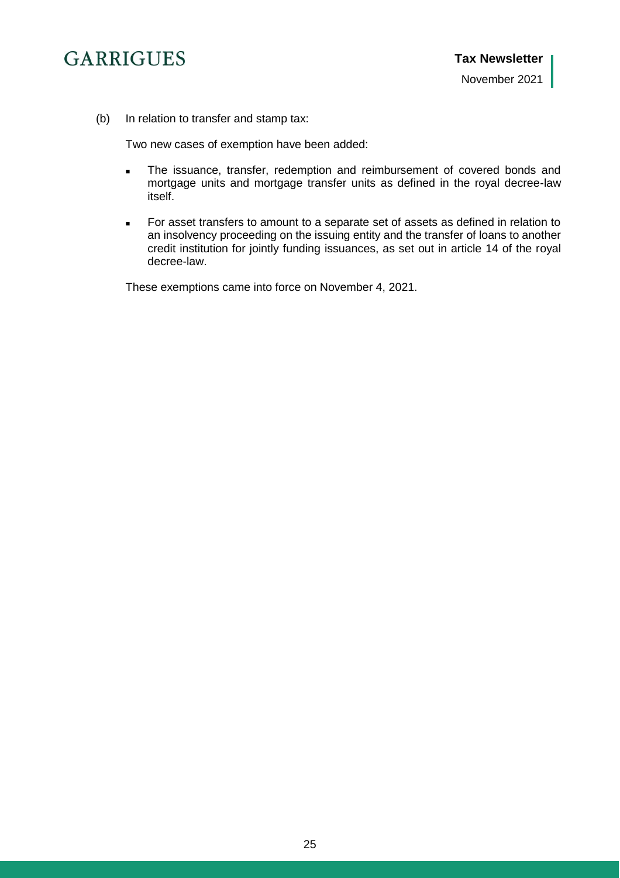(b) In relation to transfer and stamp tax:

Two new cases of exemption have been added:

- The issuance, transfer, redemption and reimbursement of covered bonds and mortgage units and mortgage transfer units as defined in the royal decree-law itself.
- For asset transfers to amount to a separate set of assets as defined in relation to an insolvency proceeding on the issuing entity and the transfer of loans to another credit institution for jointly funding issuances, as set out in article 14 of the royal decree-law.

These exemptions came into force on November 4, 2021.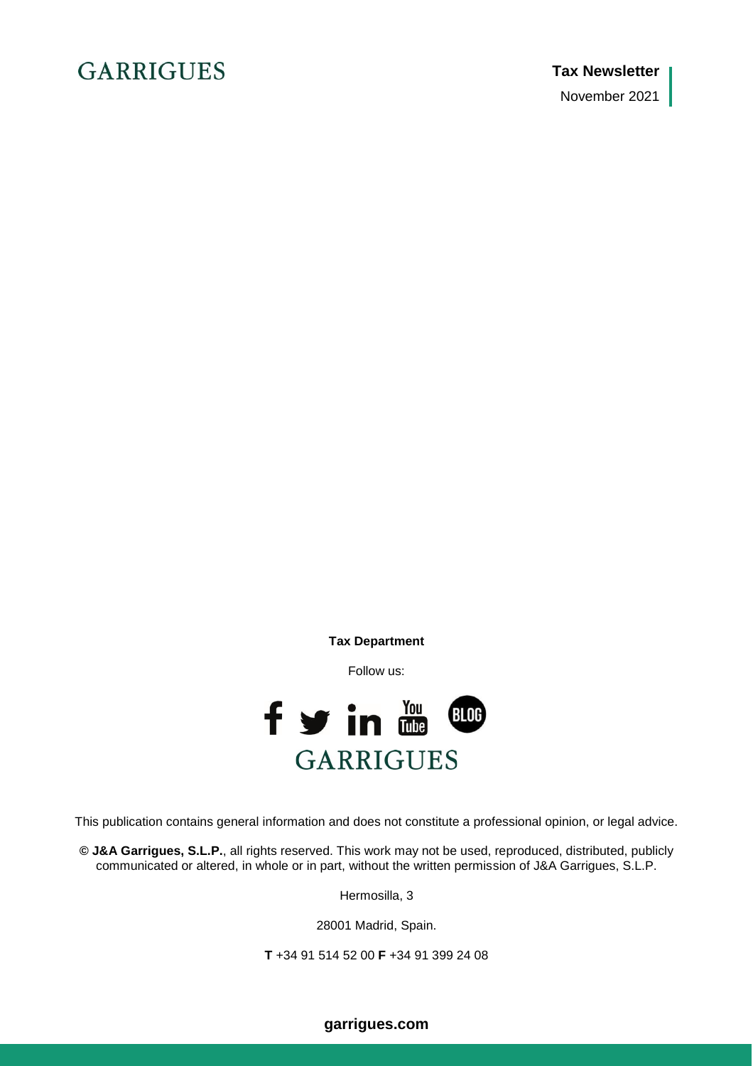**Tax Department**

Follow us:

GARRIGUES

This publication contains general information and does not constitute a professional opinion, or legal advice.

**© J&A Garrigues, S.L.P.**, all rights reserved. This work may not be used, reproduced, distributed, publicly communicated or altered, in whole or in part, without the written permission of J&A Garrigues, S.L.P.

Hermosilla, 3

28001 Madrid, Spain.

**T** +34 91 514 52 00 **F** +34 91 399 24 08

**garrigues.com**